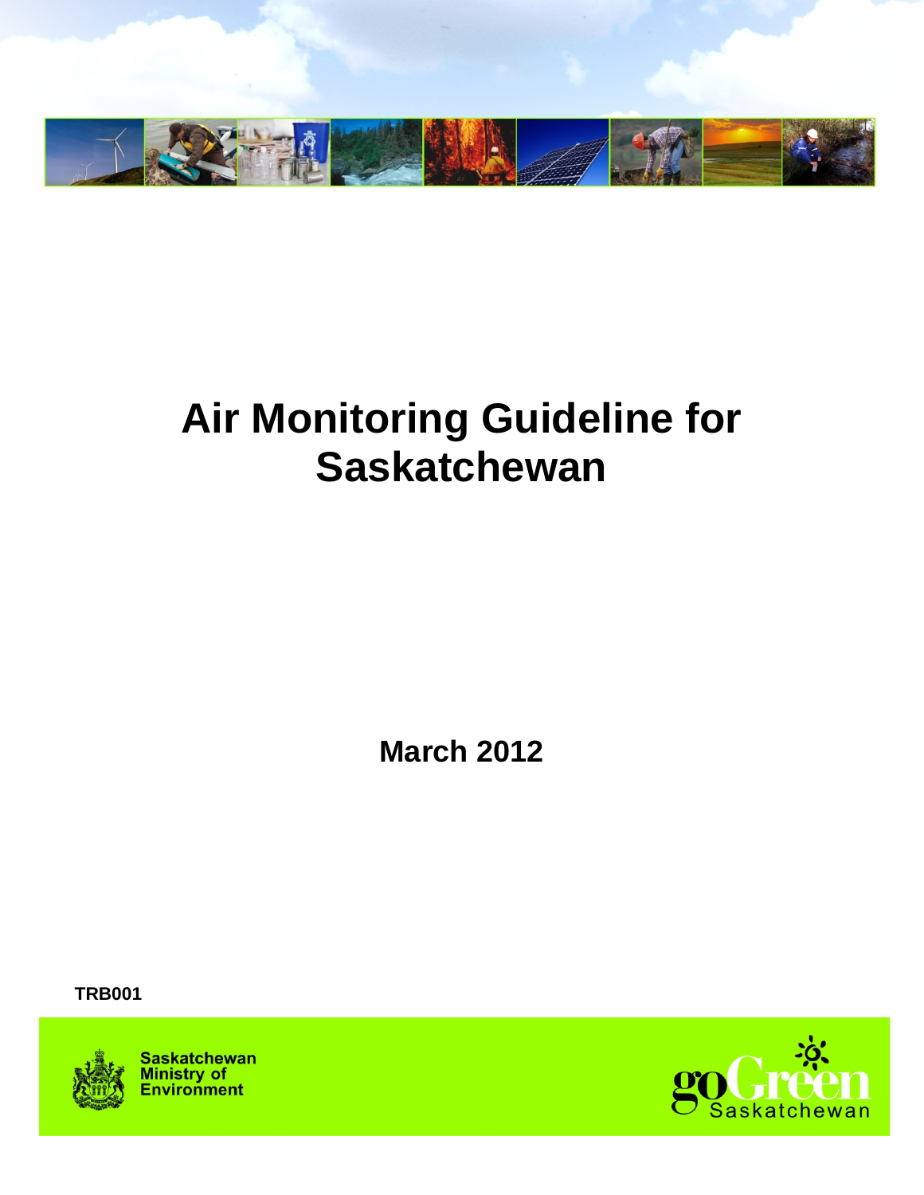# Air Monitoring Guideline for Saskatchewan

**March 2012**

**TRB001**

Saskatchewan Ministry of Environment

goGreen Saskatchewan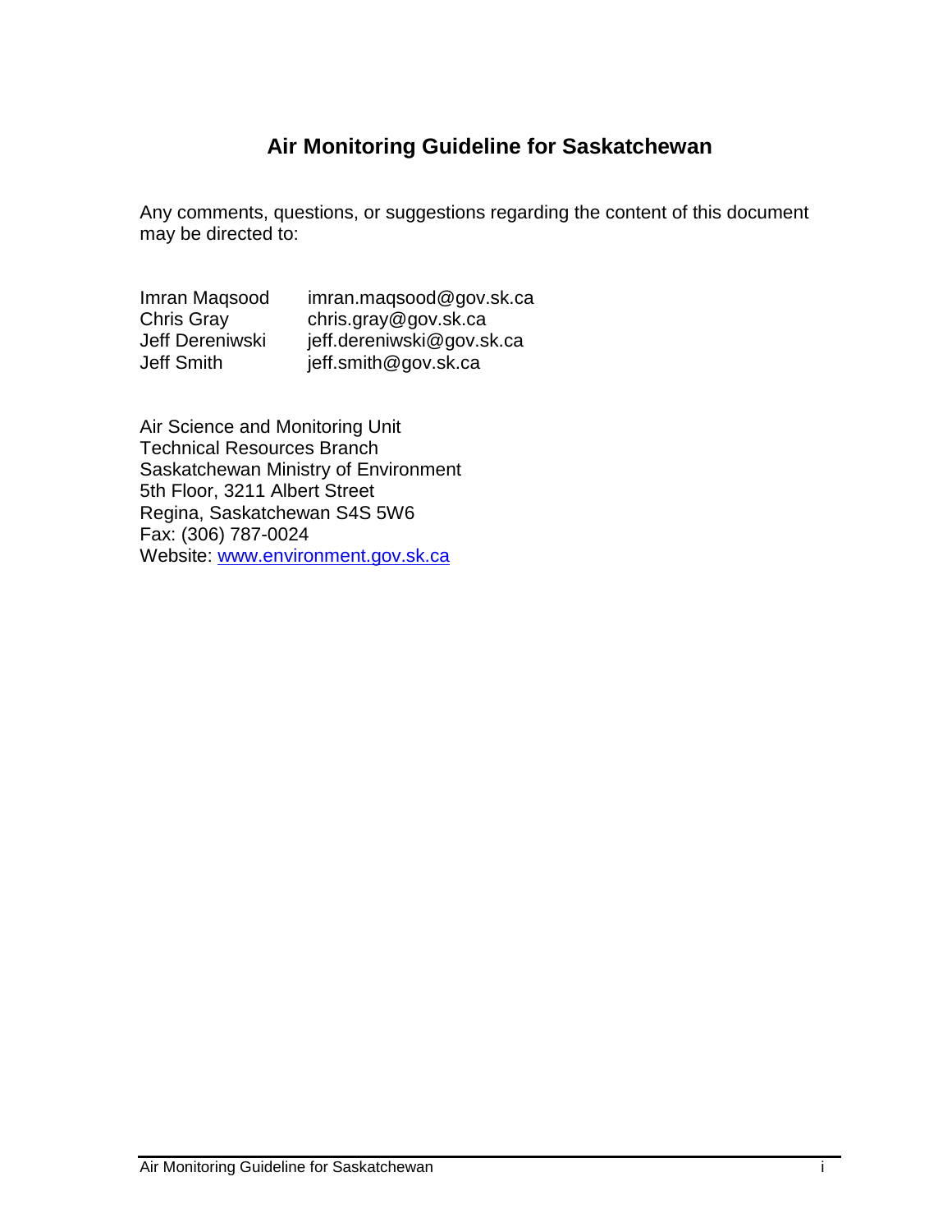## Air Monitoring Guideline for Saskatchewan

Any comments, questions, or suggestions regarding the content of this document may be directed to:

| | |
|---|---|
| Imran Maqsood | imran.maqsood@gov.sk.ca |
| Chris Gray | chris.gray@gov.sk.ca |
| Jeff Dereniwski | jeff.dereniwski@gov.sk.ca |
| Jeff Smith | jeff.smith@gov.sk.ca |

Air Science and Monitoring Unit
Technical Resources Branch
Saskatchewan Ministry of Environment
5th Floor, 3211 Albert Street
Regina, Saskatchewan S4S 5W6
Fax: (306) 787-0024
Website: [www.environment.gov.sk.ca](http://www.environment.gov.sk.ca)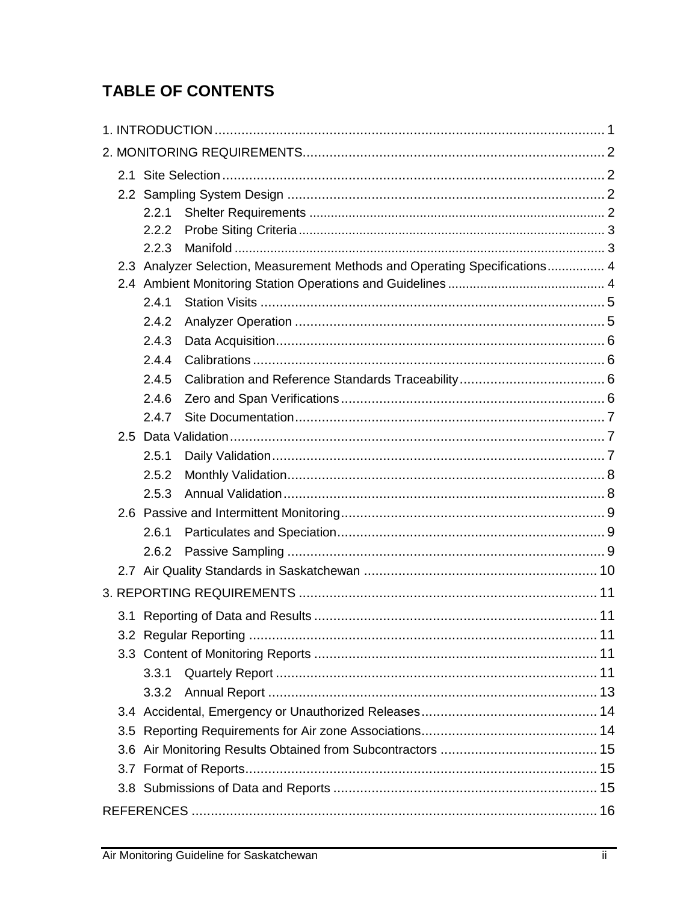## TABLE OF CONTENTS

1. INTRODUCTION ........................................................................................................ 1

2. MONITORING REQUIREMENTS ................................................................................ 2

- 2.1 Site Selection ..................................................................................................... 2
- 2.2 Sampling System Design .................................................................................... 2
  - 2.2.1 Shelter Requirements ................................................................................ 2
  - 2.2.2 Probe Siting Criteria .................................................................................. 3
  - 2.2.3 Manifold .................................................................................................... 3
- 2.3 Analyzer Selection, Measurement Methods and Operating Specifications ................ 4
- 2.4 Ambient Monitoring Station Operations and Guidelines ........................................... 4
  - 2.4.1 Station Visits .............................................................................................. 5
  - 2.4.2 Analyzer Operation .................................................................................... 5
  - 2.4.3 Data Acquisition ......................................................................................... 6
  - 2.4.4 Calibrations ................................................................................................ 6
  - 2.4.5 Calibration and Reference Standards Traceability ...................................... 6
  - 2.4.6 Zero and Span Verifications ....................................................................... 6
  - 2.4.7 Site Documentation .................................................................................... 7
- 2.5 Data Validation .................................................................................................... 7
  - 2.5.1 Daily Validation .......................................................................................... 7
  - 2.5.2 Monthly Validation ...................................................................................... 8
  - 2.5.3 Annual Validation ....................................................................................... 8
- 2.6 Passive and Intermittent Monitoring ..................................................................... 9
  - 2.6.1 Particulates and Speciation ........................................................................ 9
  - 2.6.2 Passive Sampling ...................................................................................... 9
- 2.7 Air Quality Standards in Saskatchewan .............................................................. 10

3. REPORTING REQUIREMENTS ................................................................................ 11

- 3.1 Reporting of Data and Results ........................................................................... 11
- 3.2 Regular Reporting ............................................................................................. 11
- 3.3 Content of Monitoring Reports ........................................................................... 11
  - 3.3.1 Quartely Report ........................................................................................ 11
  - 3.3.2 Annual Report .......................................................................................... 13
- 3.4 Accidental, Emergency or Unauthorized Releases ............................................... 14
- 3.5 Reporting Requirements for Air zone Associations .............................................. 14
- 3.6 Air Monitoring Results Obtained from Subcontractors .......................................... 15
- 3.7 Format of Reports .............................................................................................. 15
- 3.8 Submissions of Data and Reports ....................................................................... 15

REFERENCES ............................................................................................................ 16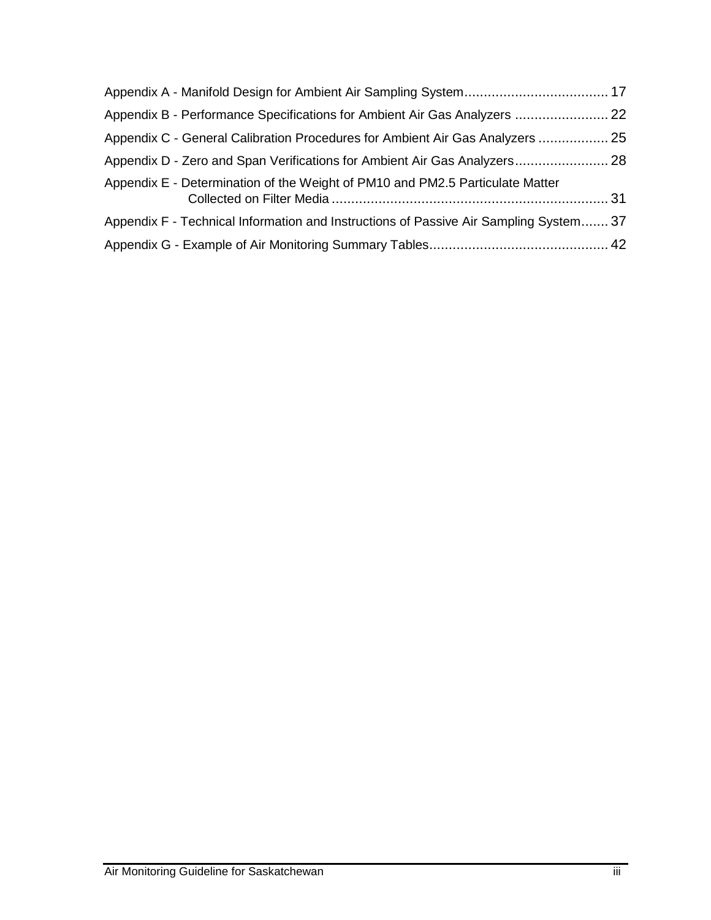Appendix A - Manifold Design for Ambient Air Sampling System.................................... 17

Appendix B - Performance Specifications for Ambient Air Gas Analyzers ........................ 22

Appendix C - General Calibration Procedures for Ambient Air Gas Analyzers .................. 25

Appendix D - Zero and Span Verifications for Ambient Air Gas Analyzers........................ 28

Appendix E - Determination of the Weight of PM10 and PM2.5 Particulate Matter Collected on Filter Media ...................................................................... 31

Appendix F - Technical Information and Instructions of Passive Air Sampling System....... 37

Appendix G - Example of Air Monitoring Summary Tables............................................. 42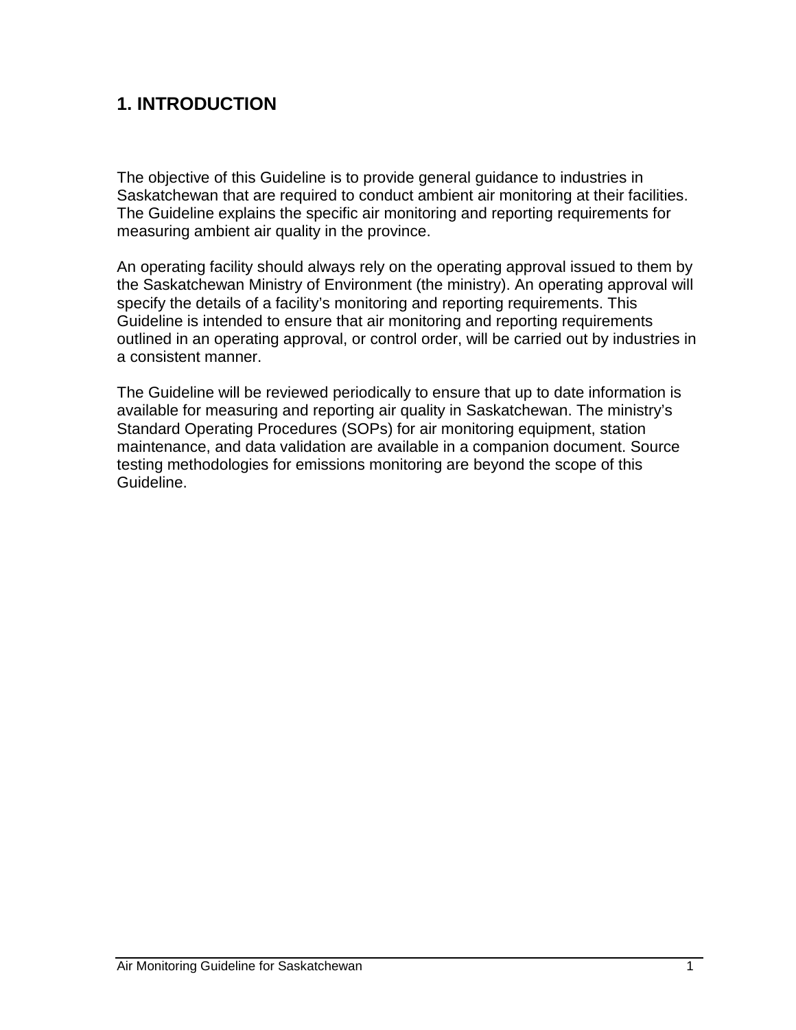# 1. INTRODUCTION

The objective of this Guideline is to provide general guidance to industries in Saskatchewan that are required to conduct ambient air monitoring at their facilities. The Guideline explains the specific air monitoring and reporting requirements for measuring ambient air quality in the province.

An operating facility should always rely on the operating approval issued to them by the Saskatchewan Ministry of Environment (the ministry). An operating approval will specify the details of a facility's monitoring and reporting requirements. This Guideline is intended to ensure that air monitoring and reporting requirements outlined in an operating approval, or control order, will be carried out by industries in a consistent manner.

The Guideline will be reviewed periodically to ensure that up to date information is available for measuring and reporting air quality in Saskatchewan. The ministry's Standard Operating Procedures (SOPs) for air monitoring equipment, station maintenance, and data validation are available in a companion document. Source testing methodologies for emissions monitoring are beyond the scope of this Guideline.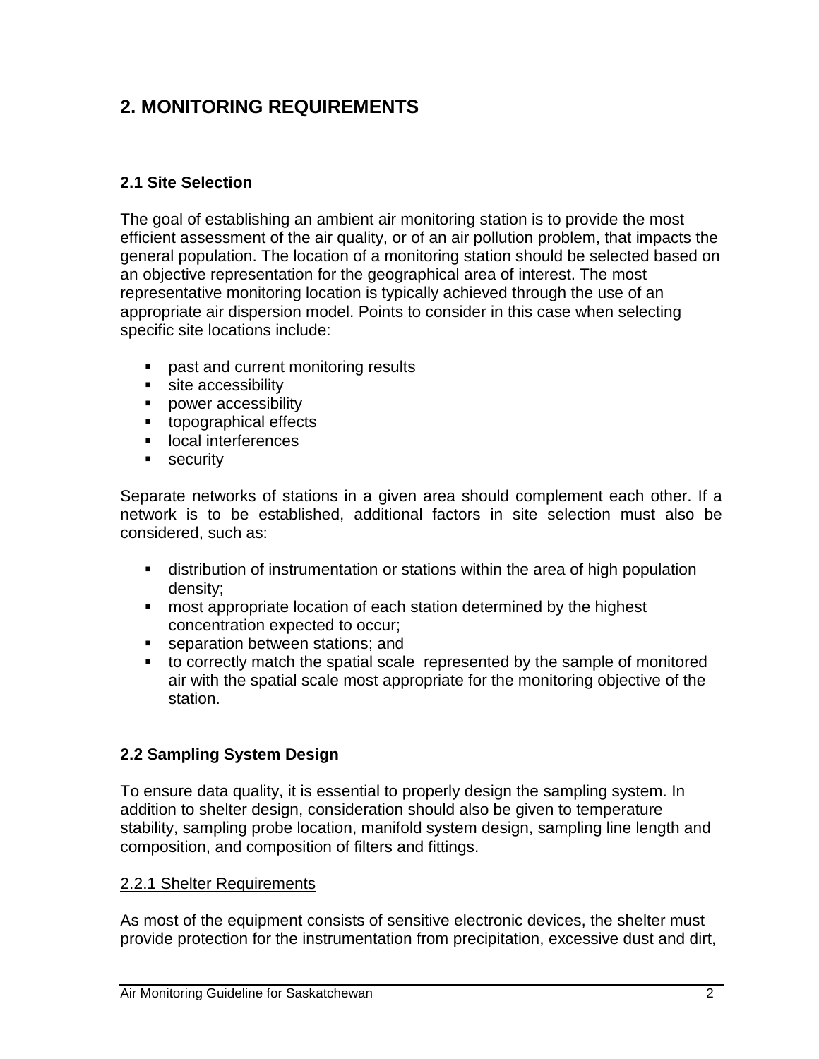# 2. MONITORING REQUIREMENTS

## 2.1 Site Selection

The goal of establishing an ambient air monitoring station is to provide the most efficient assessment of the air quality, or of an air pollution problem, that impacts the general population. The location of a monitoring station should be selected based on an objective representation for the geographical area of interest. The most representative monitoring location is typically achieved through the use of an appropriate air dispersion model. Points to consider in this case when selecting specific site locations include:

- past and current monitoring results
- site accessibility
- power accessibility
- topographical effects
- local interferences
- security

Separate networks of stations in a given area should complement each other. If a network is to be established, additional factors in site selection must also be considered, such as:

- distribution of instrumentation or stations within the area of high population density;
- most appropriate location of each station determined by the highest concentration expected to occur;
- separation between stations; and
- to correctly match the spatial scale represented by the sample of monitored air with the spatial scale most appropriate for the monitoring objective of the station.

## 2.2 Sampling System Design

To ensure data quality, it is essential to properly design the sampling system. In addition to shelter design, consideration should also be given to temperature stability, sampling probe location, manifold system design, sampling line length and composition, and composition of filters and fittings.

### 2.2.1 Shelter Requirements

As most of the equipment consists of sensitive electronic devices, the shelter must provide protection for the instrumentation from precipitation, excessive dust and dirt,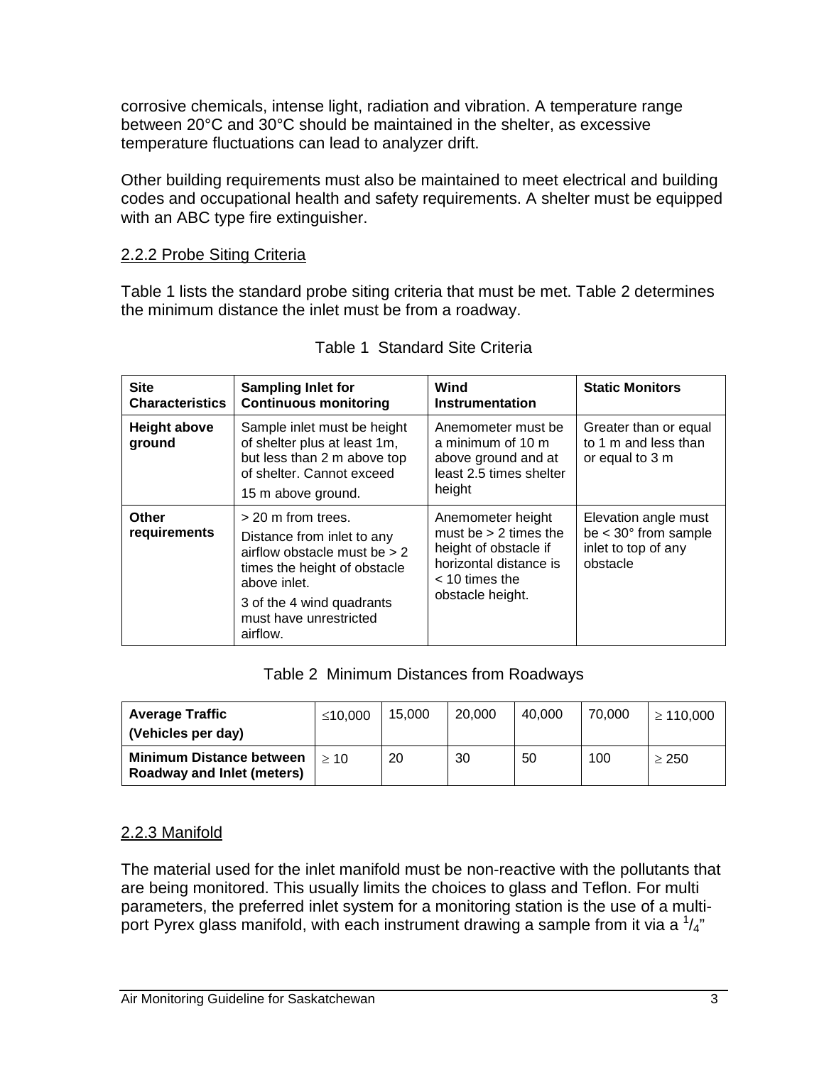corrosive chemicals, intense light, radiation and vibration. A temperature range between 20°C and 30°C should be maintained in the shelter, as excessive temperature fluctuations can lead to analyzer drift.

Other building requirements must also be maintained to meet electrical and building codes and occupational health and safety requirements. A shelter must be equipped with an ABC type fire extinguisher.

### 2.2.2 Probe Siting Criteria

Table 1 lists the standard probe siting criteria that must be met. Table 2 determines the minimum distance the inlet must be from a roadway.

Table 1 Standard Site Criteria

| **Site Characteristics** | **Sampling Inlet for Continuous monitoring** | **Wind Instrumentation** | **Static Monitors** |
|---|---|---|---|
| **Height above ground** | Sample inlet must be height of shelter plus at least 1m, but less than 2 m above top of shelter. Cannot exceed 15 m above ground. | Anemometer must be a minimum of 10 m above ground and at least 2.5 times shelter height | Greater than or equal to 1 m and less than or equal to 3 m |
| **Other requirements** | > 20 m from trees. Distance from inlet to any airflow obstacle must be > 2 times the height of obstacle above inlet. 3 of the 4 wind quadrants must have unrestricted airflow. | Anemometer height must be > 2 times the height of obstacle if horizontal distance is < 10 times the obstacle height. | Elevation angle must be < 30° from sample inlet to top of any obstacle |

Table 2 Minimum Distances from Roadways

| **Average Traffic (Vehicles per day)** | ≤10,000 | 15,000 | 20,000 | 40,000 | 70,000 | ≥ 110,000 |
|---|---|---|---|---|---|---|
| **Minimum Distance between Roadway and Inlet (meters)** | ≥ 10 | 20 | 30 | 50 | 100 | ≥ 250 |

### 2.2.3 Manifold

The material used for the inlet manifold must be non-reactive with the pollutants that are being monitored. This usually limits the choices to glass and Teflon. For multi parameters, the preferred inlet system for a monitoring station is the use of a multi-port Pyrex glass manifold, with each instrument drawing a sample from it via a $^{1}/_{4}$"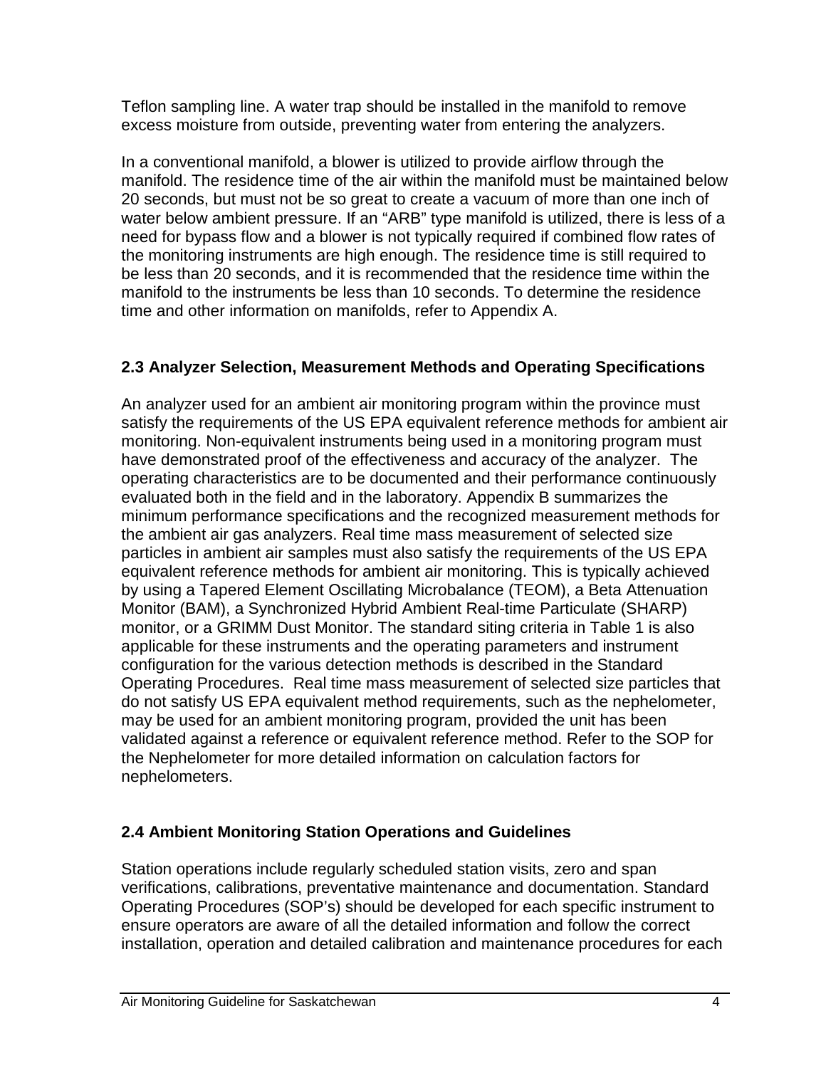Teflon sampling line. A water trap should be installed in the manifold to remove excess moisture from outside, preventing water from entering the analyzers.

In a conventional manifold, a blower is utilized to provide airflow through the manifold. The residence time of the air within the manifold must be maintained below 20 seconds, but must not be so great to create a vacuum of more than one inch of water below ambient pressure. If an "ARB" type manifold is utilized, there is less of a need for bypass flow and a blower is not typically required if combined flow rates of the monitoring instruments are high enough. The residence time is still required to be less than 20 seconds, and it is recommended that the residence time within the manifold to the instruments be less than 10 seconds. To determine the residence time and other information on manifolds, refer to Appendix A.

## 2.3 Analyzer Selection, Measurement Methods and Operating Specifications

An analyzer used for an ambient air monitoring program within the province must satisfy the requirements of the US EPA equivalent reference methods for ambient air monitoring. Non-equivalent instruments being used in a monitoring program must have demonstrated proof of the effectiveness and accuracy of the analyzer. The operating characteristics are to be documented and their performance continuously evaluated both in the field and in the laboratory. Appendix B summarizes the minimum performance specifications and the recognized measurement methods for the ambient air gas analyzers. Real time mass measurement of selected size particles in ambient air samples must also satisfy the requirements of the US EPA equivalent reference methods for ambient air monitoring. This is typically achieved by using a Tapered Element Oscillating Microbalance (TEOM), a Beta Attenuation Monitor (BAM), a Synchronized Hybrid Ambient Real-time Particulate (SHARP) monitor, or a GRIMM Dust Monitor. The standard siting criteria in Table 1 is also applicable for these instruments and the operating parameters and instrument configuration for the various detection methods is described in the Standard Operating Procedures. Real time mass measurement of selected size particles that do not satisfy US EPA equivalent method requirements, such as the nephelometer, may be used for an ambient monitoring program, provided the unit has been validated against a reference or equivalent reference method. Refer to the SOP for the Nephelometer for more detailed information on calculation factors for nephelometers.

## 2.4 Ambient Monitoring Station Operations and Guidelines

Station operations include regularly scheduled station visits, zero and span verifications, calibrations, preventative maintenance and documentation. Standard Operating Procedures (SOP's) should be developed for each specific instrument to ensure operators are aware of all the detailed information and follow the correct installation, operation and detailed calibration and maintenance procedures for each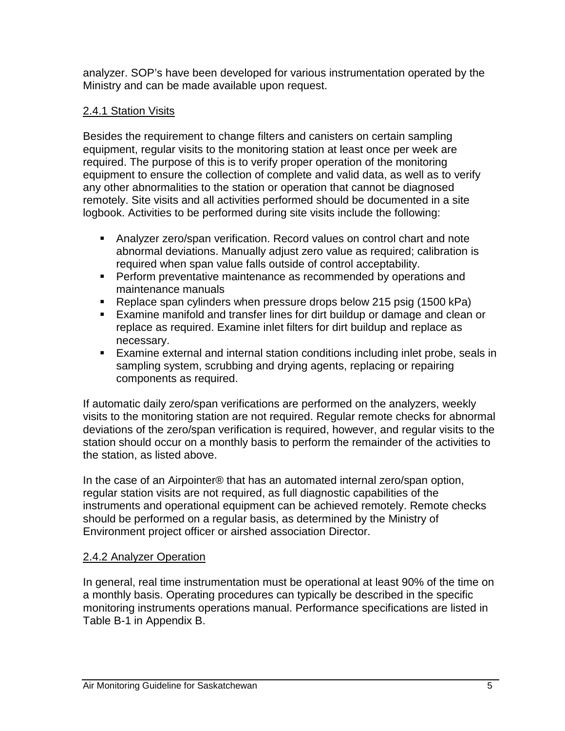analyzer. SOP's have been developed for various instrumentation operated by the Ministry and can be made available upon request.

### 2.4.1 Station Visits

Besides the requirement to change filters and canisters on certain sampling equipment, regular visits to the monitoring station at least once per week are required. The purpose of this is to verify proper operation of the monitoring equipment to ensure the collection of complete and valid data, as well as to verify any other abnormalities to the station or operation that cannot be diagnosed remotely. Site visits and all activities performed should be documented in a site logbook. Activities to be performed during site visits include the following:

- Analyzer zero/span verification. Record values on control chart and note abnormal deviations. Manually adjust zero value as required; calibration is required when span value falls outside of control acceptability.
- Perform preventative maintenance as recommended by operations and maintenance manuals
- Replace span cylinders when pressure drops below 215 psig (1500 kPa)
- Examine manifold and transfer lines for dirt buildup or damage and clean or replace as required. Examine inlet filters for dirt buildup and replace as necessary.
- Examine external and internal station conditions including inlet probe, seals in sampling system, scrubbing and drying agents, replacing or repairing components as required.

If automatic daily zero/span verifications are performed on the analyzers, weekly visits to the monitoring station are not required. Regular remote checks for abnormal deviations of the zero/span verification is required, however, and regular visits to the station should occur on a monthly basis to perform the remainder of the activities to the station, as listed above.

In the case of an Airpointer® that has an automated internal zero/span option, regular station visits are not required, as full diagnostic capabilities of the instruments and operational equipment can be achieved remotely. Remote checks should be performed on a regular basis, as determined by the Ministry of Environment project officer or airshed association Director.

### 2.4.2 Analyzer Operation

In general, real time instrumentation must be operational at least 90% of the time on a monthly basis. Operating procedures can typically be described in the specific monitoring instruments operations manual. Performance specifications are listed in Table B-1 in Appendix B.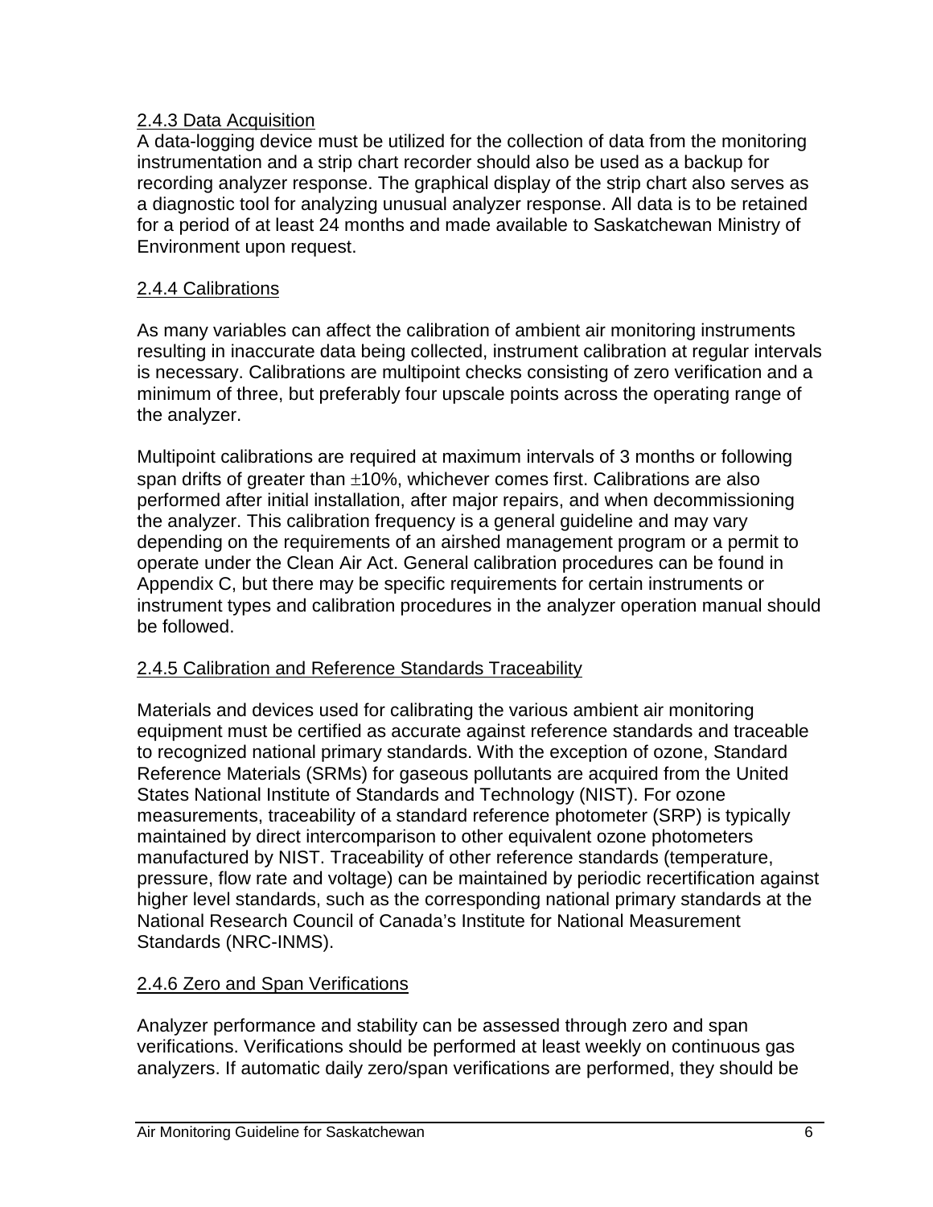### 2.4.3 Data Acquisition

A data-logging device must be utilized for the collection of data from the monitoring instrumentation and a strip chart recorder should also be used as a backup for recording analyzer response. The graphical display of the strip chart also serves as a diagnostic tool for analyzing unusual analyzer response. All data is to be retained for a period of at least 24 months and made available to Saskatchewan Ministry of Environment upon request.

### 2.4.4 Calibrations

As many variables can affect the calibration of ambient air monitoring instruments resulting in inaccurate data being collected, instrument calibration at regular intervals is necessary. Calibrations are multipoint checks consisting of zero verification and a minimum of three, but preferably four upscale points across the operating range of the analyzer.

Multipoint calibrations are required at maximum intervals of 3 months or following span drifts of greater than $\pm$10%, whichever comes first. Calibrations are also performed after initial installation, after major repairs, and when decommissioning the analyzer. This calibration frequency is a general guideline and may vary depending on the requirements of an airshed management program or a permit to operate under the Clean Air Act. General calibration procedures can be found in Appendix C, but there may be specific requirements for certain instruments or instrument types and calibration procedures in the analyzer operation manual should be followed.

### 2.4.5 Calibration and Reference Standards Traceability

Materials and devices used for calibrating the various ambient air monitoring equipment must be certified as accurate against reference standards and traceable to recognized national primary standards. With the exception of ozone, Standard Reference Materials (SRMs) for gaseous pollutants are acquired from the United States National Institute of Standards and Technology (NIST). For ozone measurements, traceability of a standard reference photometer (SRP) is typically maintained by direct intercomparison to other equivalent ozone photometers manufactured by NIST. Traceability of other reference standards (temperature, pressure, flow rate and voltage) can be maintained by periodic recertification against higher level standards, such as the corresponding national primary standards at the National Research Council of Canada's Institute for National Measurement Standards (NRC-INMS).

### 2.4.6 Zero and Span Verifications

Analyzer performance and stability can be assessed through zero and span verifications. Verifications should be performed at least weekly on continuous gas analyzers. If automatic daily zero/span verifications are performed, they should be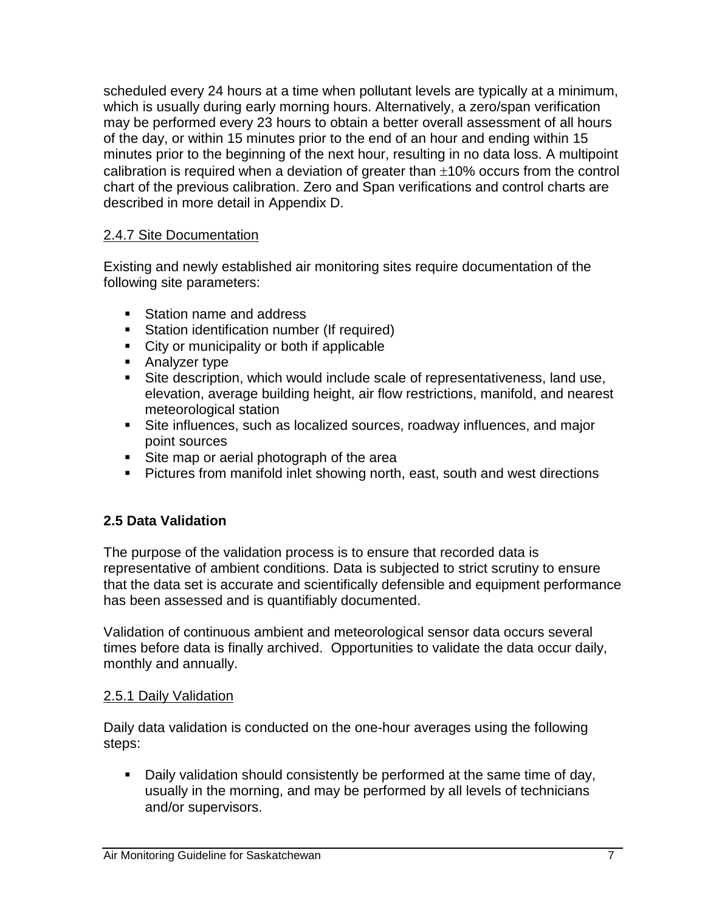scheduled every 24 hours at a time when pollutant levels are typically at a minimum, which is usually during early morning hours. Alternatively, a zero/span verification may be performed every 23 hours to obtain a better overall assessment of all hours of the day, or within 15 minutes prior to the end of an hour and ending within 15 minutes prior to the beginning of the next hour, resulting in no data loss. A multipoint calibration is required when a deviation of greater than $\pm$10% occurs from the control chart of the previous calibration. Zero and Span verifications and control charts are described in more detail in Appendix D.

### 2.4.7 Site Documentation

Existing and newly established air monitoring sites require documentation of the following site parameters:

- Station name and address
- Station identification number (If required)
- City or municipality or both if applicable
- Analyzer type
- Site description, which would include scale of representativeness, land use, elevation, average building height, air flow restrictions, manifold, and nearest meteorological station
- Site influences, such as localized sources, roadway influences, and major point sources
- Site map or aerial photograph of the area
- Pictures from manifold inlet showing north, east, south and west directions

## 2.5 Data Validation

The purpose of the validation process is to ensure that recorded data is representative of ambient conditions. Data is subjected to strict scrutiny to ensure that the data set is accurate and scientifically defensible and equipment performance has been assessed and is quantifiably documented.

Validation of continuous ambient and meteorological sensor data occurs several times before data is finally archived. Opportunities to validate the data occur daily, monthly and annually.

### 2.5.1 Daily Validation

Daily data validation is conducted on the one-hour averages using the following steps:

- Daily validation should consistently be performed at the same time of day, usually in the morning, and may be performed by all levels of technicians and/or supervisors.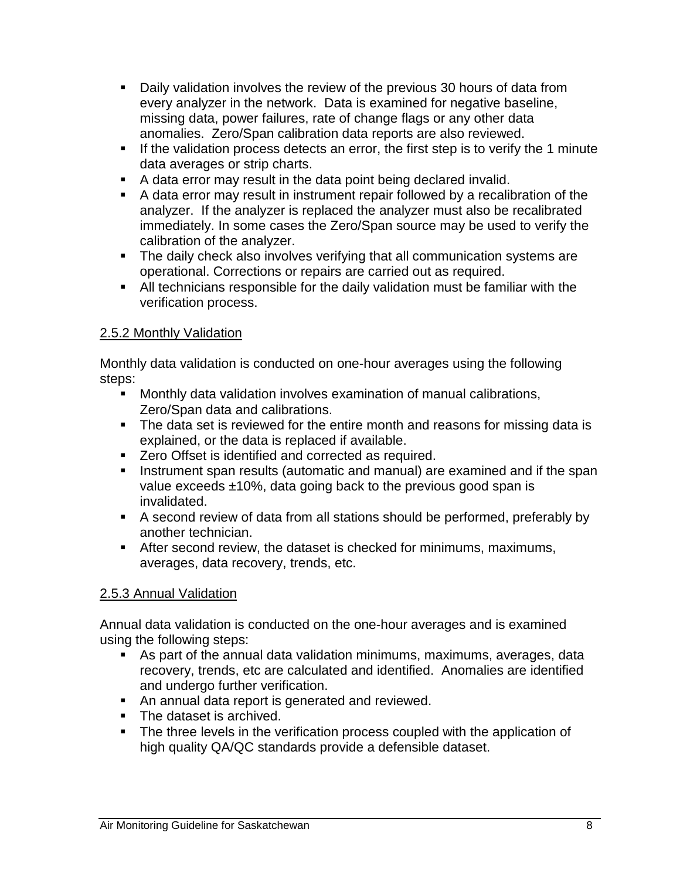- Daily validation involves the review of the previous 30 hours of data from every analyzer in the network. Data is examined for negative baseline, missing data, power failures, rate of change flags or any other data anomalies. Zero/Span calibration data reports are also reviewed.
- If the validation process detects an error, the first step is to verify the 1 minute data averages or strip charts.
- A data error may result in the data point being declared invalid.
- A data error may result in instrument repair followed by a recalibration of the analyzer. If the analyzer is replaced the analyzer must also be recalibrated immediately. In some cases the Zero/Span source may be used to verify the calibration of the analyzer.
- The daily check also involves verifying that all communication systems are operational. Corrections or repairs are carried out as required.
- All technicians responsible for the daily validation must be familiar with the verification process.

### 2.5.2 Monthly Validation

Monthly data validation is conducted on one-hour averages using the following steps:

- Monthly data validation involves examination of manual calibrations, Zero/Span data and calibrations.
- The data set is reviewed for the entire month and reasons for missing data is explained, or the data is replaced if available.
- Zero Offset is identified and corrected as required.
- Instrument span results (automatic and manual) are examined and if the span value exceeds ±10%, data going back to the previous good span is invalidated.
- A second review of data from all stations should be performed, preferably by another technician.
- After second review, the dataset is checked for minimums, maximums, averages, data recovery, trends, etc.

### 2.5.3 Annual Validation

Annual data validation is conducted on the one-hour averages and is examined using the following steps:

- As part of the annual data validation minimums, maximums, averages, data recovery, trends, etc are calculated and identified. Anomalies are identified and undergo further verification.
- An annual data report is generated and reviewed.
- The dataset is archived.
- The three levels in the verification process coupled with the application of high quality QA/QC standards provide a defensible dataset.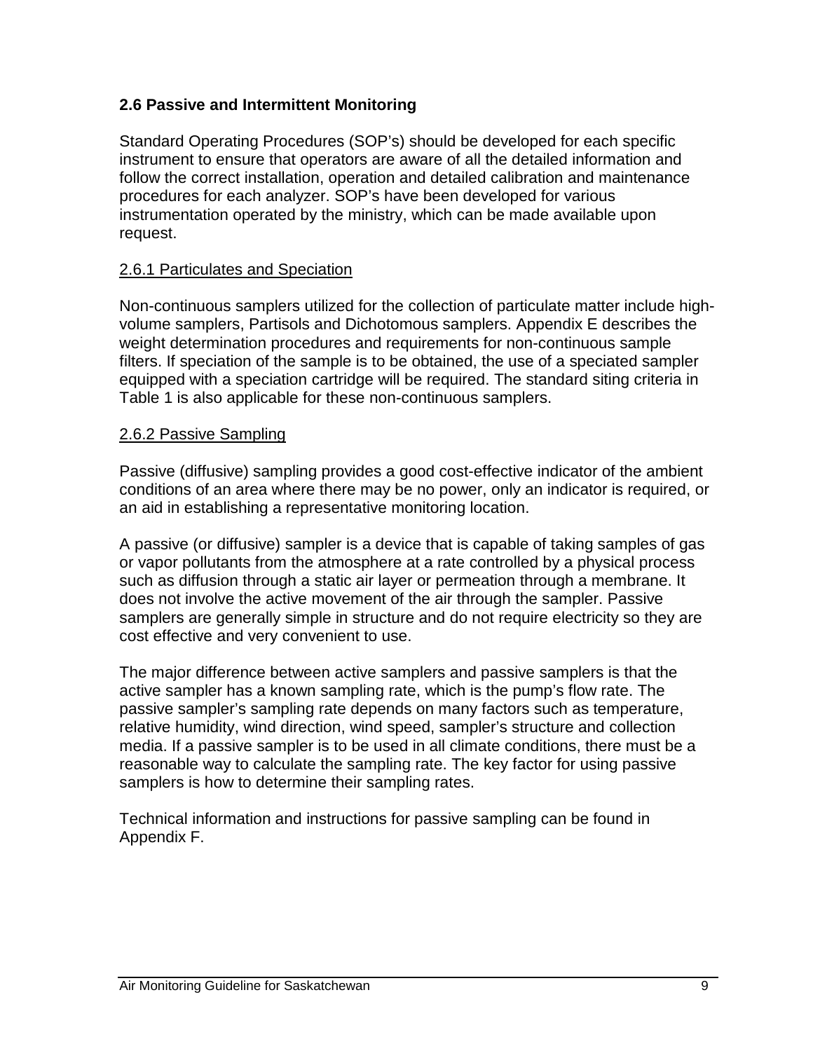## 2.6 Passive and Intermittent Monitoring

Standard Operating Procedures (SOP's) should be developed for each specific instrument to ensure that operators are aware of all the detailed information and follow the correct installation, operation and detailed calibration and maintenance procedures for each analyzer. SOP's have been developed for various instrumentation operated by the ministry, which can be made available upon request.

### 2.6.1 Particulates and Speciation

Non-continuous samplers utilized for the collection of particulate matter include high-volume samplers, Partisols and Dichotomous samplers. Appendix E describes the weight determination procedures and requirements for non-continuous sample filters. If speciation of the sample is to be obtained, the use of a speciated sampler equipped with a speciation cartridge will be required. The standard siting criteria in Table 1 is also applicable for these non-continuous samplers.

### 2.6.2 Passive Sampling

Passive (diffusive) sampling provides a good cost-effective indicator of the ambient conditions of an area where there may be no power, only an indicator is required, or an aid in establishing a representative monitoring location.

A passive (or diffusive) sampler is a device that is capable of taking samples of gas or vapor pollutants from the atmosphere at a rate controlled by a physical process such as diffusion through a static air layer or permeation through a membrane. It does not involve the active movement of the air through the sampler. Passive samplers are generally simple in structure and do not require electricity so they are cost effective and very convenient to use.

The major difference between active samplers and passive samplers is that the active sampler has a known sampling rate, which is the pump's flow rate. The passive sampler's sampling rate depends on many factors such as temperature, relative humidity, wind direction, wind speed, sampler's structure and collection media. If a passive sampler is to be used in all climate conditions, there must be a reasonable way to calculate the sampling rate. The key factor for using passive samplers is how to determine their sampling rates.

Technical information and instructions for passive sampling can be found in Appendix F.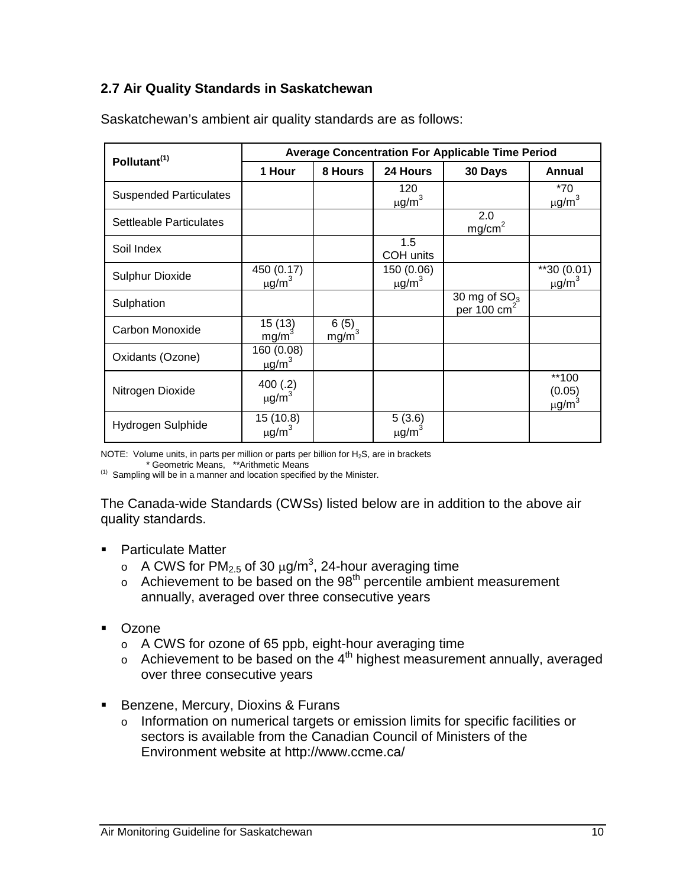## 2.7 Air Quality Standards in Saskatchewan

Saskatchewan's ambient air quality standards are as follows:

| Pollutant[(1)] | Average Concentration For Applicable Time Period | | | | |
|---|---|---|---|---|---|
| | 1 Hour | 8 Hours | 24 Hours | 30 Days | Annual |
| Suspended Particulates | | | 120 $\mu g/m^3$ | | *70 $\mu g/m^3$ |
| Settleable Particulates | | | | 2.0 $mg/cm^2$ | |
| Soil Index | | | 1.5 COH units | | |
| Sulphur Dioxide | 450 (0.17) $\mu g/m^3$ | | 150 (0.06) $\mu g/m^3$ | | **30 (0.01) $\mu g/m^3$ |
| Sulphation | | | | 30 mg of $SO_3$ per 100 $cm^2$ | |
| Carbon Monoxide | 15 (13) $mg/m^3$ | 6 (5) $mg/m^3$ | | | |
| Oxidants (Ozone) | 160 (0.08) $\mu g/m^3$ | | | | |
| Nitrogen Dioxide | 400 (.2) $\mu g/m^3$ | | | | **100 (0.05) $\mu g/m^3$ |
| Hydrogen Sulphide | 15 (10.8) $\mu g/m^3$ | | 5 (3.6) $\mu g/m^3$ | | |

NOTE: Volume units, in parts per million or parts per billion for $H_2S$, are in brackets

\* Geometric Means, **Arithmetic Means

(1) Sampling will be in a manner and location specified by the Minister.

The Canada-wide Standards (CWSs) listed below are in addition to the above air quality standards.

- Particulate Matter
  - A CWS for $PM_{2.5}$ of 30 $\mu g/m^3$, 24-hour averaging time
  - Achievement to be based on the 98th percentile ambient measurement annually, averaged over three consecutive years

- Ozone
  - A CWS for ozone of 65 ppb, eight-hour averaging time
  - Achievement to be based on the 4th highest measurement annually, averaged over three consecutive years

- Benzene, Mercury, Dioxins & Furans
  - Information on numerical targets or emission limits for specific facilities or sectors is available from the Canadian Council of Ministers of the Environment website at http://www.ccme.ca/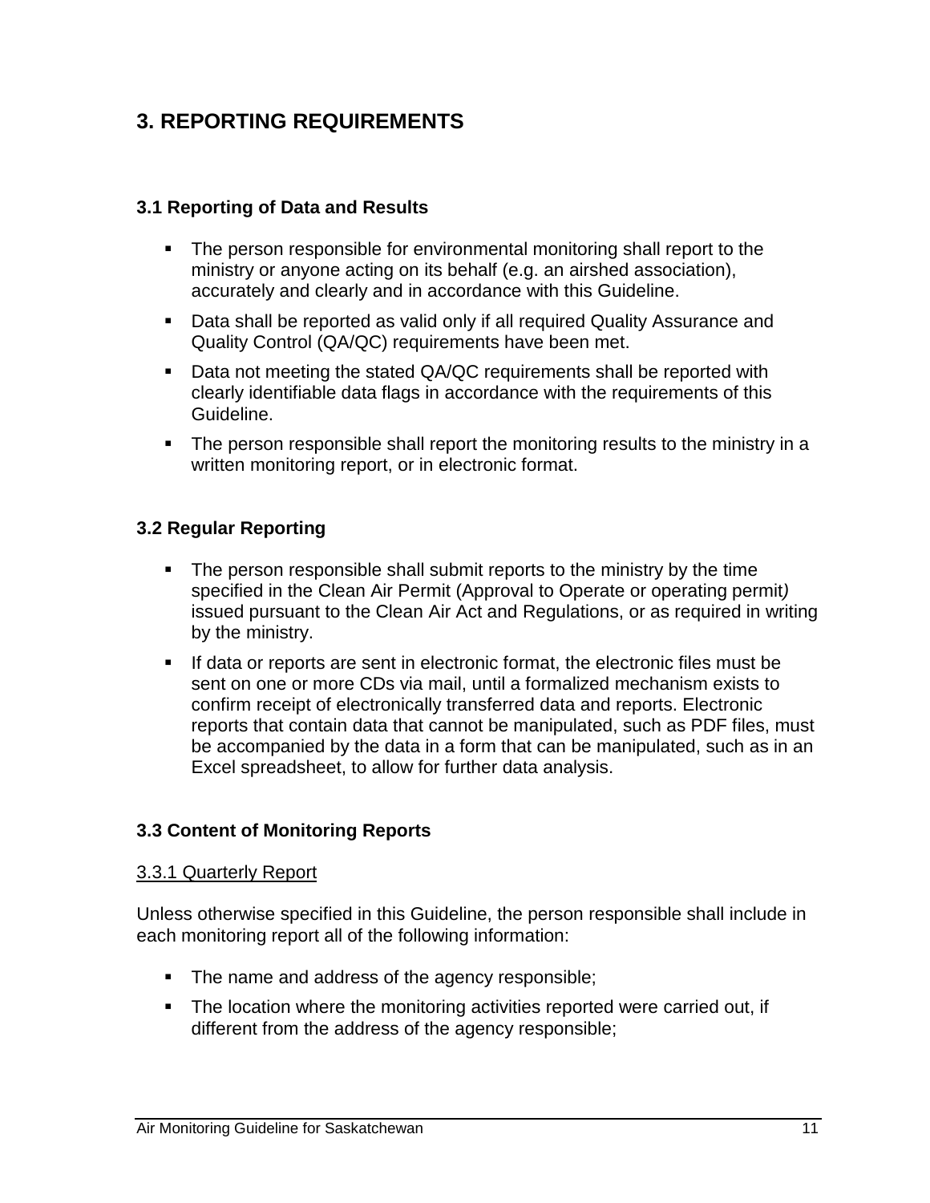# 3. REPORTING REQUIREMENTS

## 3.1 Reporting of Data and Results

- The person responsible for environmental monitoring shall report to the ministry or anyone acting on its behalf (e.g. an airshed association), accurately and clearly and in accordance with this Guideline.
- Data shall be reported as valid only if all required Quality Assurance and Quality Control (QA/QC) requirements have been met.
- Data not meeting the stated QA/QC requirements shall be reported with clearly identifiable data flags in accordance with the requirements of this Guideline.
- The person responsible shall report the monitoring results to the ministry in a written monitoring report, or in electronic format.

## 3.2 Regular Reporting

- The person responsible shall submit reports to the ministry by the time specified in the Clean Air Permit (Approval to Operate or operating permit*)* issued pursuant to the Clean Air Act and Regulations, or as required in writing by the ministry.
- If data or reports are sent in electronic format, the electronic files must be sent on one or more CDs via mail, until a formalized mechanism exists to confirm receipt of electronically transferred data and reports. Electronic reports that contain data that cannot be manipulated, such as PDF files, must be accompanied by the data in a form that can be manipulated, such as in an Excel spreadsheet, to allow for further data analysis.

## 3.3 Content of Monitoring Reports

### 3.3.1 Quarterly Report

Unless otherwise specified in this Guideline, the person responsible shall include in each monitoring report all of the following information:

- The name and address of the agency responsible;
- The location where the monitoring activities reported were carried out, if different from the address of the agency responsible;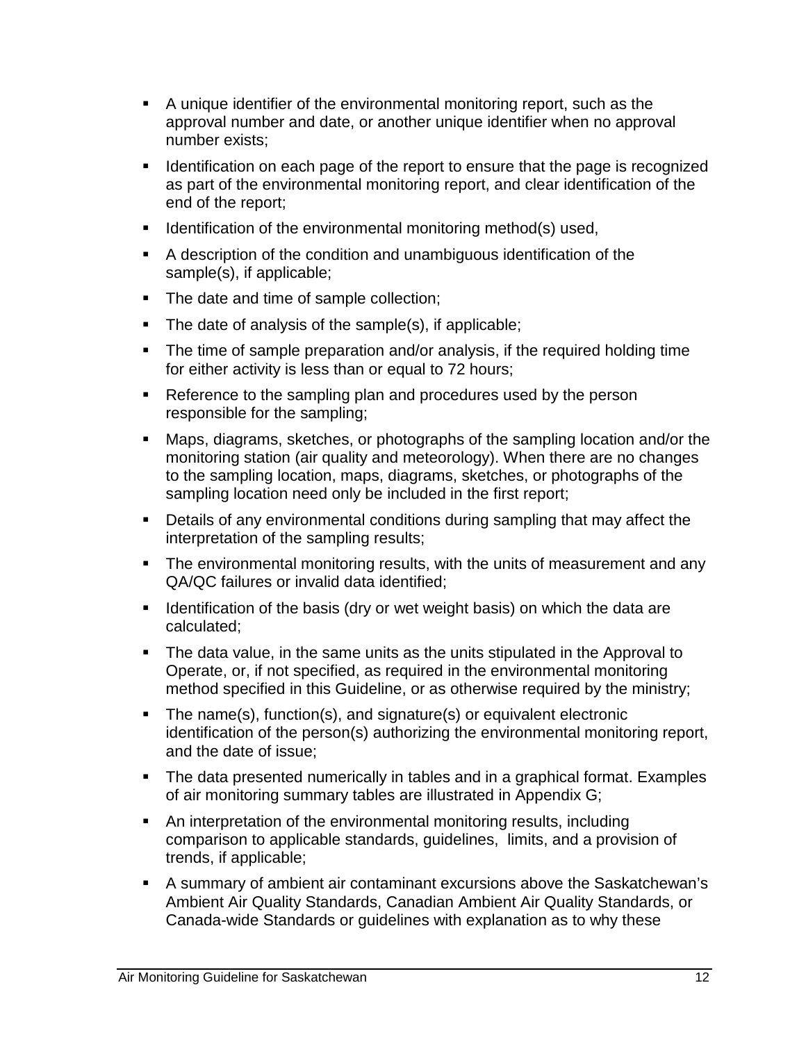- A unique identifier of the environmental monitoring report, such as the approval number and date, or another unique identifier when no approval number exists;
- Identification on each page of the report to ensure that the page is recognized as part of the environmental monitoring report, and clear identification of the end of the report;
- Identification of the environmental monitoring method(s) used,
- A description of the condition and unambiguous identification of the sample(s), if applicable;
- The date and time of sample collection;
- The date of analysis of the sample(s), if applicable;
- The time of sample preparation and/or analysis, if the required holding time for either activity is less than or equal to 72 hours;
- Reference to the sampling plan and procedures used by the person responsible for the sampling;
- Maps, diagrams, sketches, or photographs of the sampling location and/or the monitoring station (air quality and meteorology). When there are no changes to the sampling location, maps, diagrams, sketches, or photographs of the sampling location need only be included in the first report;
- Details of any environmental conditions during sampling that may affect the interpretation of the sampling results;
- The environmental monitoring results, with the units of measurement and any QA/QC failures or invalid data identified;
- Identification of the basis (dry or wet weight basis) on which the data are calculated;
- The data value, in the same units as the units stipulated in the Approval to Operate, or, if not specified, as required in the environmental monitoring method specified in this Guideline, or as otherwise required by the ministry;
- The name(s), function(s), and signature(s) or equivalent electronic identification of the person(s) authorizing the environmental monitoring report, and the date of issue;
- The data presented numerically in tables and in a graphical format. Examples of air monitoring summary tables are illustrated in Appendix G;
- An interpretation of the environmental monitoring results, including comparison to applicable standards, guidelines, limits, and a provision of trends, if applicable;
- A summary of ambient air contaminant excursions above the Saskatchewan's Ambient Air Quality Standards, Canadian Ambient Air Quality Standards, or Canada-wide Standards or guidelines with explanation as to why these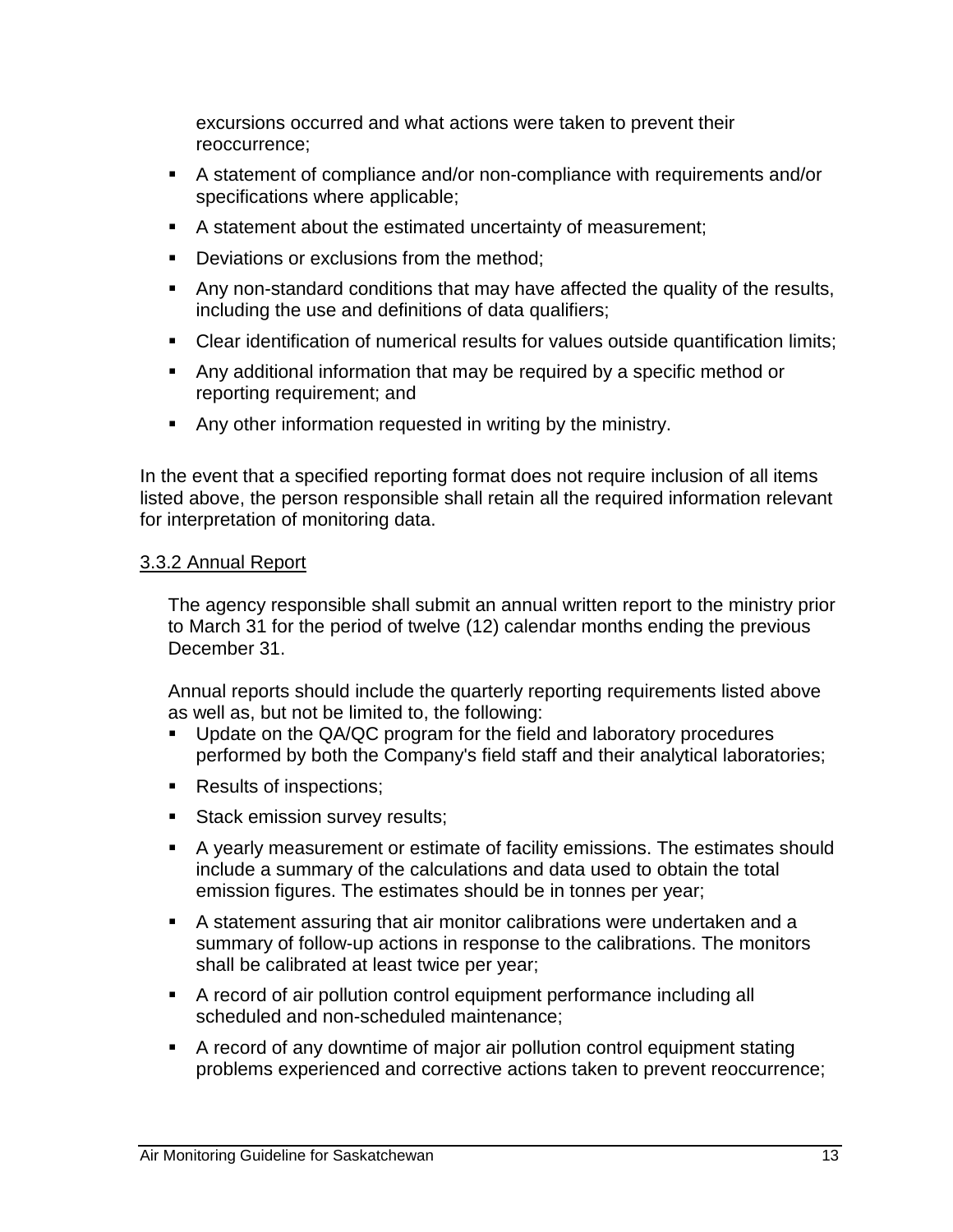excursions occurred and what actions were taken to prevent their reoccurrence;

- A statement of compliance and/or non-compliance with requirements and/or specifications where applicable;
- A statement about the estimated uncertainty of measurement;
- Deviations or exclusions from the method;
- Any non-standard conditions that may have affected the quality of the results, including the use and definitions of data qualifiers;
- Clear identification of numerical results for values outside quantification limits;
- Any additional information that may be required by a specific method or reporting requirement; and
- Any other information requested in writing by the ministry.

In the event that a specified reporting format does not require inclusion of all items listed above, the person responsible shall retain all the required information relevant for interpretation of monitoring data.

### 3.3.2 Annual Report

The agency responsible shall submit an annual written report to the ministry prior to March 31 for the period of twelve (12) calendar months ending the previous December 31.

Annual reports should include the quarterly reporting requirements listed above as well as, but not be limited to, the following:

- Update on the QA/QC program for the field and laboratory procedures performed by both the Company's field staff and their analytical laboratories;
- Results of inspections;
- Stack emission survey results;
- A yearly measurement or estimate of facility emissions. The estimates should include a summary of the calculations and data used to obtain the total emission figures. The estimates should be in tonnes per year;
- A statement assuring that air monitor calibrations were undertaken and a summary of follow-up actions in response to the calibrations. The monitors shall be calibrated at least twice per year;
- A record of air pollution control equipment performance including all scheduled and non-scheduled maintenance;
- A record of any downtime of major air pollution control equipment stating problems experienced and corrective actions taken to prevent reoccurrence;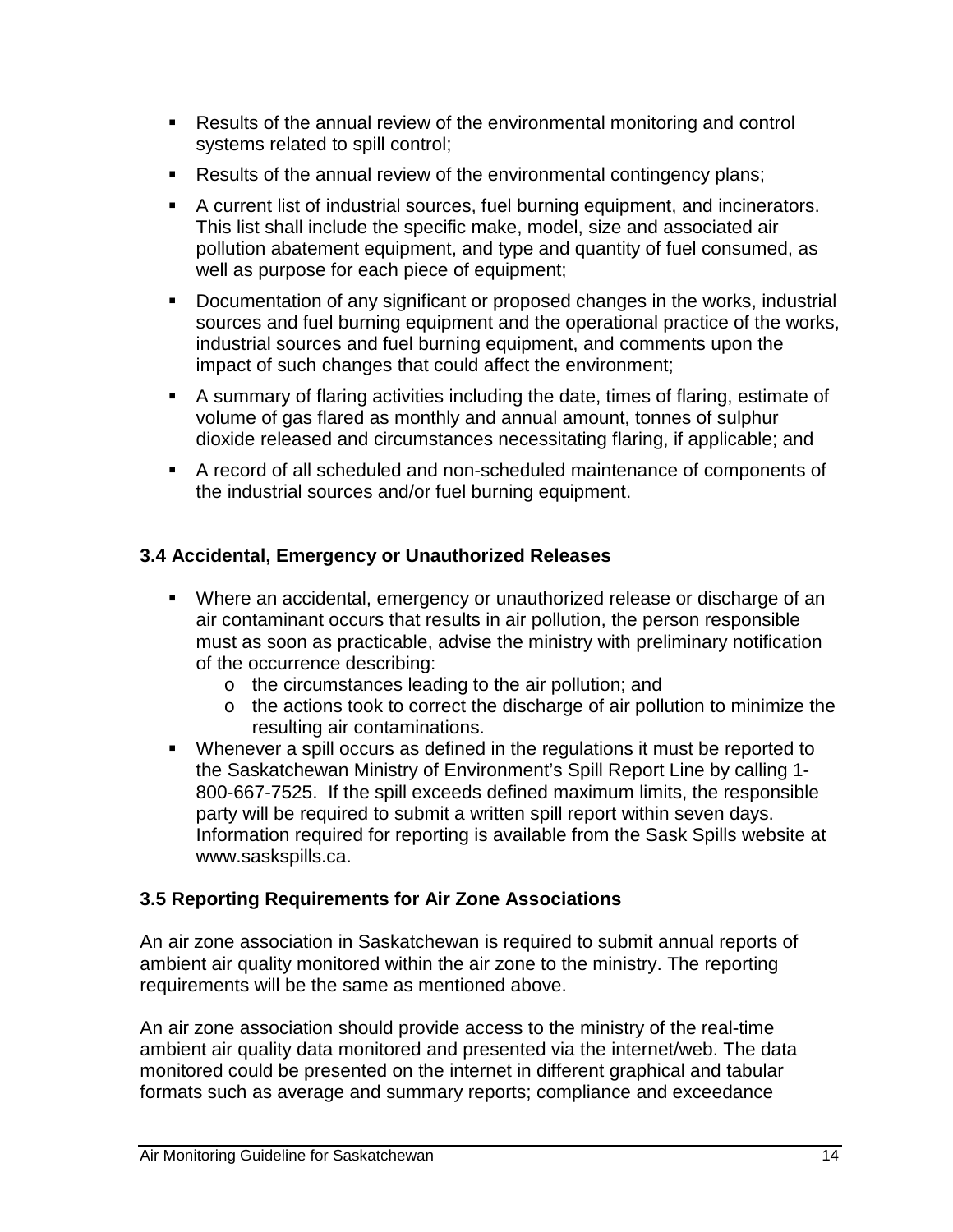- Results of the annual review of the environmental monitoring and control systems related to spill control;
- Results of the annual review of the environmental contingency plans;
- A current list of industrial sources, fuel burning equipment, and incinerators. This list shall include the specific make, model, size and associated air pollution abatement equipment, and type and quantity of fuel consumed, as well as purpose for each piece of equipment;
- Documentation of any significant or proposed changes in the works, industrial sources and fuel burning equipment and the operational practice of the works, industrial sources and fuel burning equipment, and comments upon the impact of such changes that could affect the environment;
- A summary of flaring activities including the date, times of flaring, estimate of volume of gas flared as monthly and annual amount, tonnes of sulphur dioxide released and circumstances necessitating flaring, if applicable; and
- A record of all scheduled and non-scheduled maintenance of components of the industrial sources and/or fuel burning equipment.

### 3.4 Accidental, Emergency or Unauthorized Releases

- Where an accidental, emergency or unauthorized release or discharge of an air contaminant occurs that results in air pollution, the person responsible must as soon as practicable, advise the ministry with preliminary notification of the occurrence describing:
  - the circumstances leading to the air pollution; and
  - the actions took to correct the discharge of air pollution to minimize the resulting air contaminations.
- Whenever a spill occurs as defined in the regulations it must be reported to the Saskatchewan Ministry of Environment's Spill Report Line by calling 1-800-667-7525. If the spill exceeds defined maximum limits, the responsible party will be required to submit a written spill report within seven days. Information required for reporting is available from the Sask Spills website at www.saskspills.ca.

### 3.5 Reporting Requirements for Air Zone Associations

An air zone association in Saskatchewan is required to submit annual reports of ambient air quality monitored within the air zone to the ministry. The reporting requirements will be the same as mentioned above.

An air zone association should provide access to the ministry of the real-time ambient air quality data monitored and presented via the internet/web. The data monitored could be presented on the internet in different graphical and tabular formats such as average and summary reports; compliance and exceedance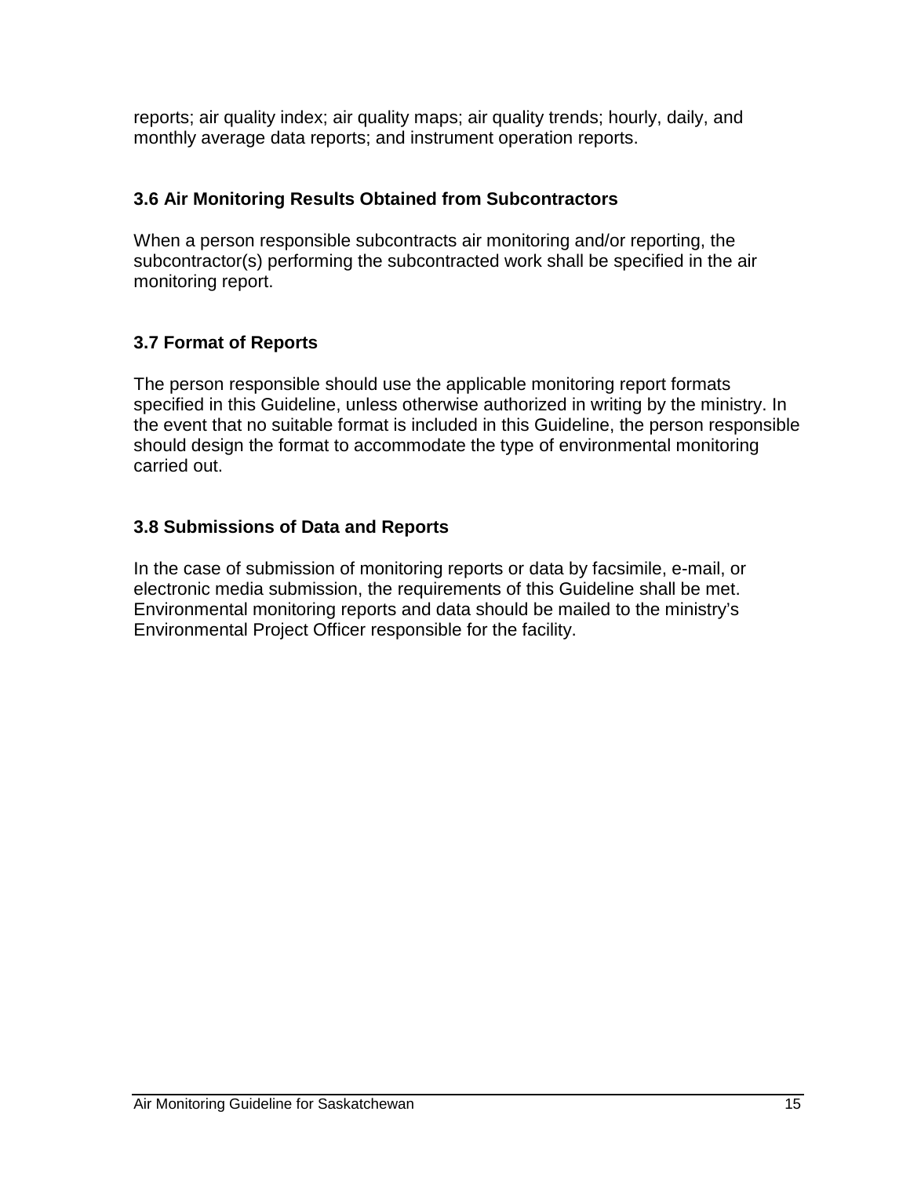reports; air quality index; air quality maps; air quality trends; hourly, daily, and monthly average data reports; and instrument operation reports.

### 3.6 Air Monitoring Results Obtained from Subcontractors

When a person responsible subcontracts air monitoring and/or reporting, the subcontractor(s) performing the subcontracted work shall be specified in the air monitoring report.

### 3.7 Format of Reports

The person responsible should use the applicable monitoring report formats specified in this Guideline, unless otherwise authorized in writing by the ministry. In the event that no suitable format is included in this Guideline, the person responsible should design the format to accommodate the type of environmental monitoring carried out.

### 3.8 Submissions of Data and Reports

In the case of submission of monitoring reports or data by facsimile, e-mail, or electronic media submission, the requirements of this Guideline shall be met. Environmental monitoring reports and data should be mailed to the ministry's Environmental Project Officer responsible for the facility.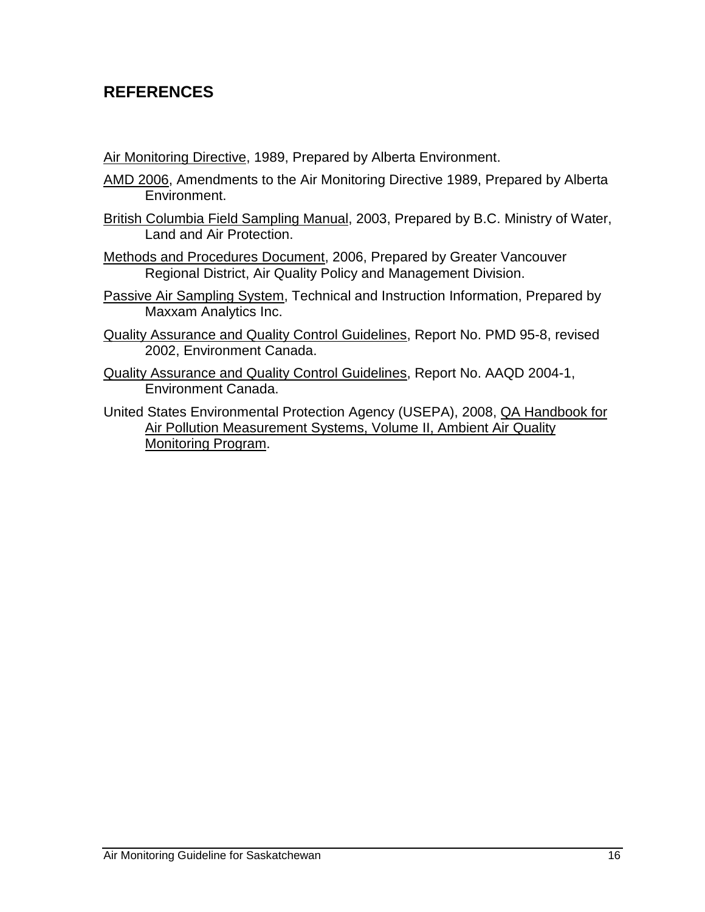## REFERENCES

Air Monitoring Directive, 1989, Prepared by Alberta Environment.

AMD 2006, Amendments to the Air Monitoring Directive 1989, Prepared by Alberta Environment.

British Columbia Field Sampling Manual, 2003, Prepared by B.C. Ministry of Water, Land and Air Protection.

Methods and Procedures Document, 2006, Prepared by Greater Vancouver Regional District, Air Quality Policy and Management Division.

Passive Air Sampling System, Technical and Instruction Information, Prepared by Maxxam Analytics Inc.

Quality Assurance and Quality Control Guidelines, Report No. PMD 95-8, revised 2002, Environment Canada.

Quality Assurance and Quality Control Guidelines, Report No. AAQD 2004-1, Environment Canada.

United States Environmental Protection Agency (USEPA), 2008, QA Handbook for Air Pollution Measurement Systems, Volume II, Ambient Air Quality Monitoring Program.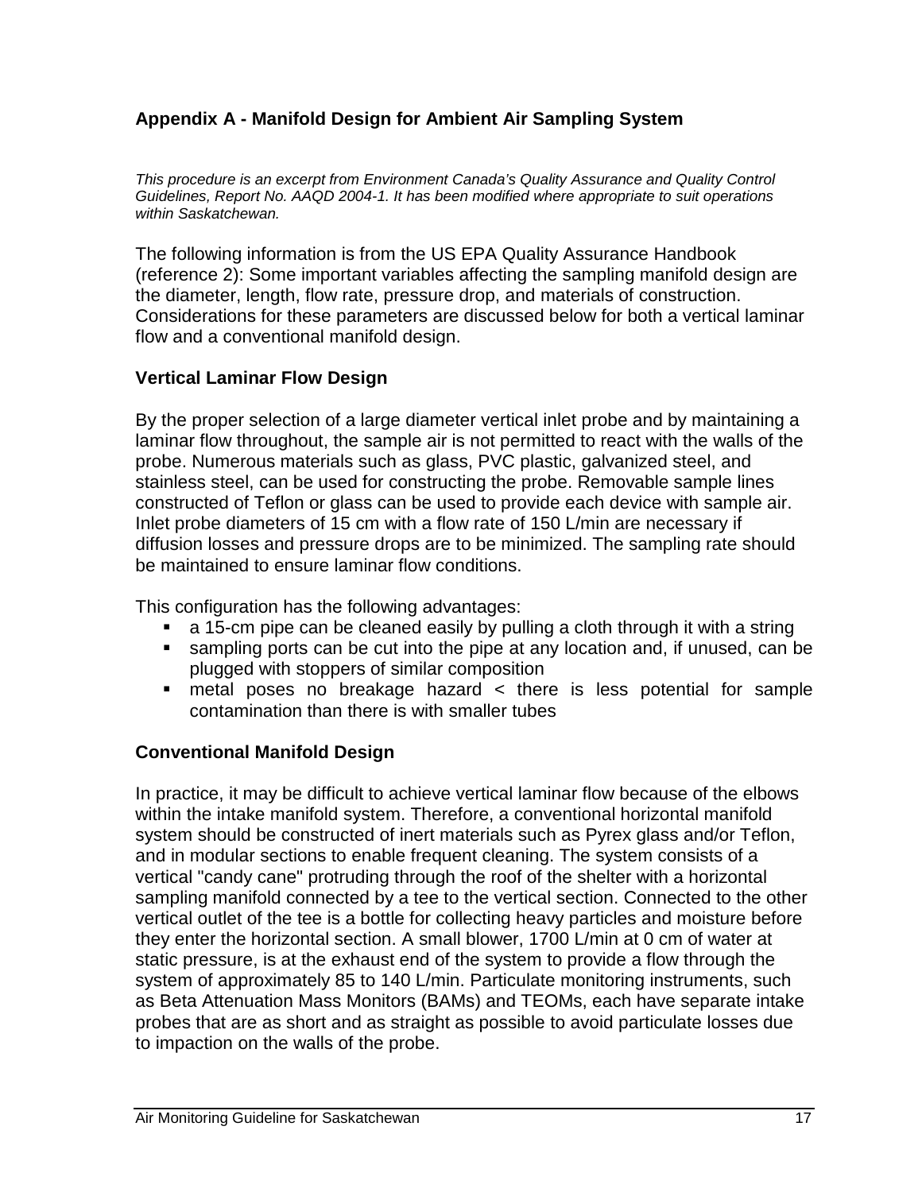## Appendix A - Manifold Design for Ambient Air Sampling System

*This procedure is an excerpt from Environment Canada's Quality Assurance and Quality Control Guidelines, Report No. AAQD 2004-1. It has been modified where appropriate to suit operations within Saskatchewan.*

The following information is from the US EPA Quality Assurance Handbook (reference 2): Some important variables affecting the sampling manifold design are the diameter, length, flow rate, pressure drop, and materials of construction. Considerations for these parameters are discussed below for both a vertical laminar flow and a conventional manifold design.

### Vertical Laminar Flow Design

By the proper selection of a large diameter vertical inlet probe and by maintaining a laminar flow throughout, the sample air is not permitted to react with the walls of the probe. Numerous materials such as glass, PVC plastic, galvanized steel, and stainless steel, can be used for constructing the probe. Removable sample lines constructed of Teflon or glass can be used to provide each device with sample air. Inlet probe diameters of 15 cm with a flow rate of 150 L/min are necessary if diffusion losses and pressure drops are to be minimized. The sampling rate should be maintained to ensure laminar flow conditions.

This configuration has the following advantages:

- a 15-cm pipe can be cleaned easily by pulling a cloth through it with a string
- sampling ports can be cut into the pipe at any location and, if unused, can be plugged with stoppers of similar composition
- metal poses no breakage hazard < there is less potential for sample contamination than there is with smaller tubes

### Conventional Manifold Design

In practice, it may be difficult to achieve vertical laminar flow because of the elbows within the intake manifold system. Therefore, a conventional horizontal manifold system should be constructed of inert materials such as Pyrex glass and/or Teflon, and in modular sections to enable frequent cleaning. The system consists of a vertical "candy cane" protruding through the roof of the shelter with a horizontal sampling manifold connected by a tee to the vertical section. Connected to the other vertical outlet of the tee is a bottle for collecting heavy particles and moisture before they enter the horizontal section. A small blower, 1700 L/min at 0 cm of water at static pressure, is at the exhaust end of the system to provide a flow through the system of approximately 85 to 140 L/min. Particulate monitoring instruments, such as Beta Attenuation Mass Monitors (BAMs) and TEOMs, each have separate intake probes that are as short and as straight as possible to avoid particulate losses due to impaction on the walls of the probe.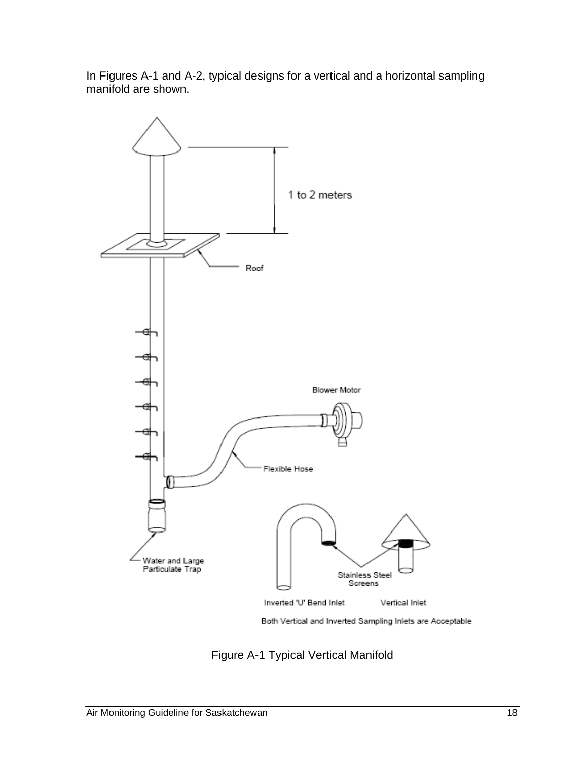In Figures A-1 and A-2, typical designs for a vertical and a horizontal sampling manifold are shown.

Figure A-1 Typical Vertical Manifold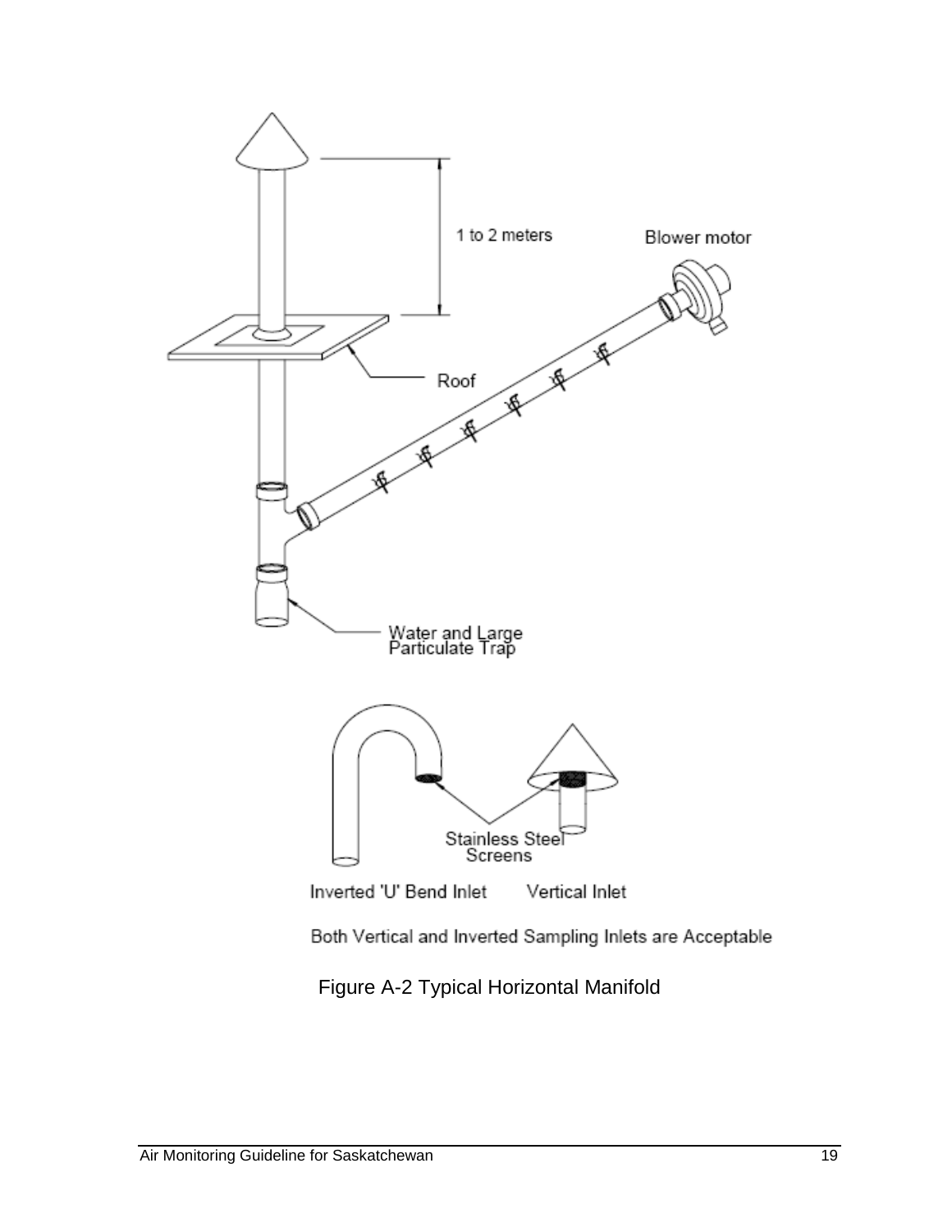1 to 2 meters

Blower motor

Roof

Water and Large Particulate Trap

Stainless Steel Screens

Inverted 'U' Bend Inlet

Vertical Inlet

Both Vertical and Inverted Sampling Inlets are Acceptable

Figure A-2 Typical Horizontal Manifold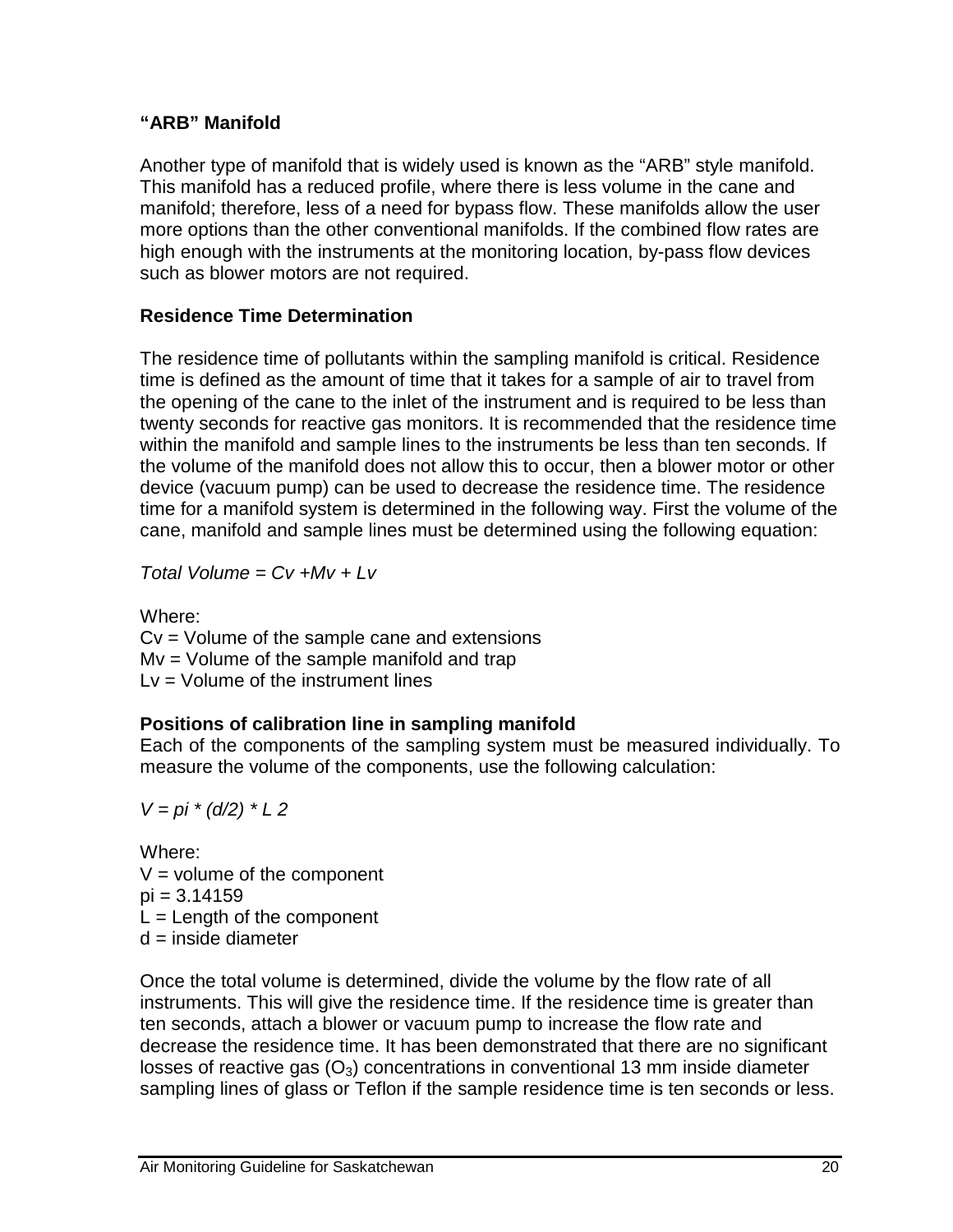**“ARB” Manifold**

Another type of manifold that is widely used is known as the “ARB” style manifold. This manifold has a reduced profile, where there is less volume in the cane and manifold; therefore, less of a need for bypass flow. These manifolds allow the user more options than the other conventional manifolds. If the combined flow rates are high enough with the instruments at the monitoring location, by-pass flow devices such as blower motors are not required.

**Residence Time Determination**

The residence time of pollutants within the sampling manifold is critical. Residence time is defined as the amount of time that it takes for a sample of air to travel from the opening of the cane to the inlet of the instrument and is required to be less than twenty seconds for reactive gas monitors. It is recommended that the residence time within the manifold and sample lines to the instruments be less than ten seconds. If the volume of the manifold does not allow this to occur, then a blower motor or other device (vacuum pump) can be used to decrease the residence time. The residence time for a manifold system is determined in the following way. First the volume of the cane, manifold and sample lines must be determined using the following equation:

*Total Volume = Cv +Mv + Lv*

Where:
Cv = Volume of the sample cane and extensions
Mv = Volume of the sample manifold and trap
Lv = Volume of the instrument lines

**Positions of calibration line in sampling manifold**

Each of the components of the sampling system must be measured individually. To measure the volume of the components, use the following calculation:

*V = pi * (d/2) * L 2*

Where:
V = volume of the component
pi = 3.14159
L = Length of the component
d = inside diameter

Once the total volume is determined, divide the volume by the flow rate of all instruments. This will give the residence time. If the residence time is greater than ten seconds, attach a blower or vacuum pump to increase the flow rate and decrease the residence time. It has been demonstrated that there are no significant losses of reactive gas ($O_3$) concentrations in conventional 13 mm inside diameter sampling lines of glass or Teflon if the sample residence time is ten seconds or less.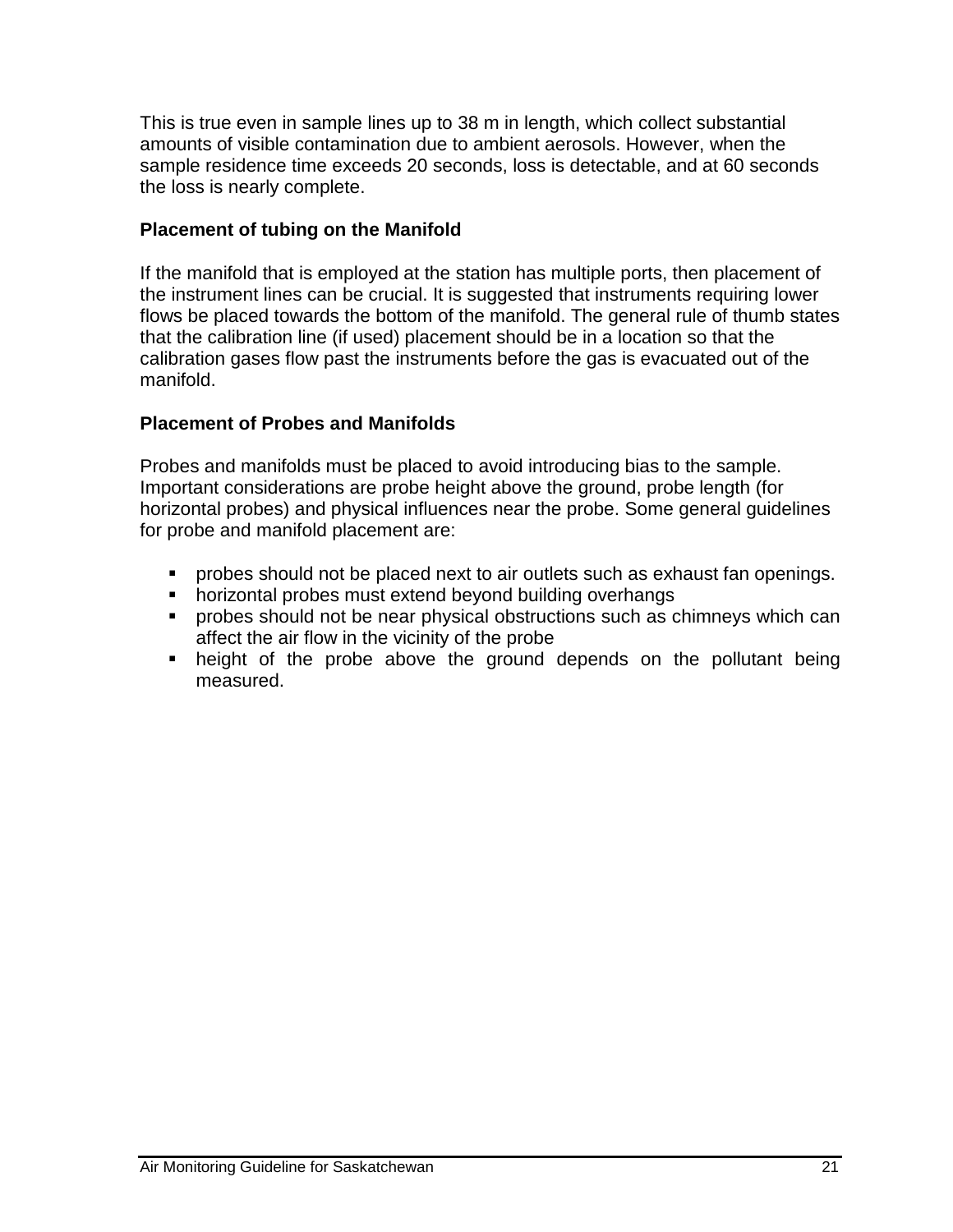This is true even in sample lines up to 38 m in length, which collect substantial amounts of visible contamination due to ambient aerosols. However, when the sample residence time exceeds 20 seconds, loss is detectable, and at 60 seconds the loss is nearly complete.

**Placement of tubing on the Manifold**

If the manifold that is employed at the station has multiple ports, then placement of the instrument lines can be crucial. It is suggested that instruments requiring lower flows be placed towards the bottom of the manifold. The general rule of thumb states that the calibration line (if used) placement should be in a location so that the calibration gases flow past the instruments before the gas is evacuated out of the manifold.

**Placement of Probes and Manifolds**

Probes and manifolds must be placed to avoid introducing bias to the sample. Important considerations are probe height above the ground, probe length (for horizontal probes) and physical influences near the probe. Some general guidelines for probe and manifold placement are:

- probes should not be placed next to air outlets such as exhaust fan openings.
- horizontal probes must extend beyond building overhangs
- probes should not be near physical obstructions such as chimneys which can affect the air flow in the vicinity of the probe
- height of the probe above the ground depends on the pollutant being measured.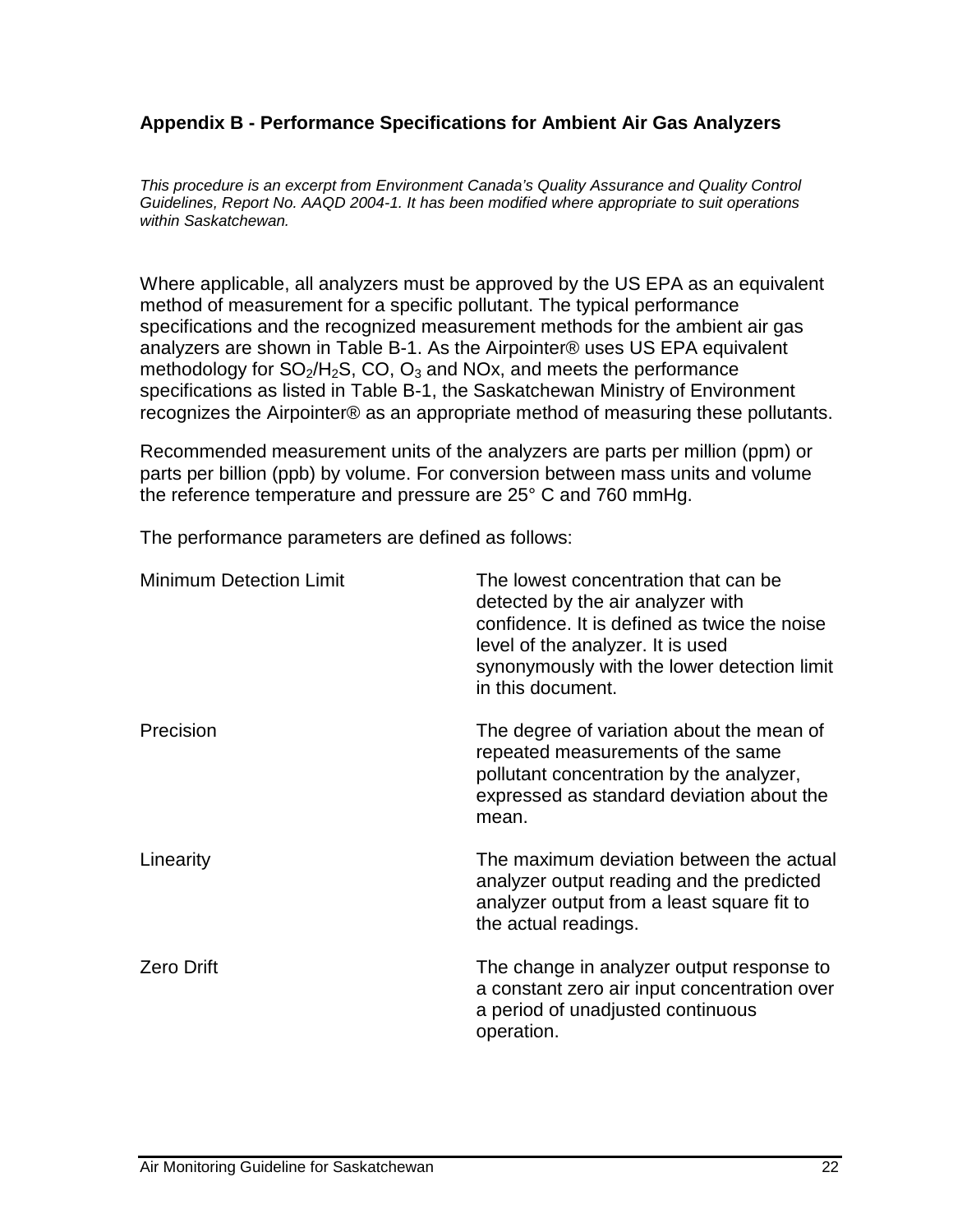## Appendix B - Performance Specifications for Ambient Air Gas Analyzers

*This procedure is an excerpt from Environment Canada's Quality Assurance and Quality Control Guidelines, Report No. AAQD 2004-1. It has been modified where appropriate to suit operations within Saskatchewan.*

Where applicable, all analyzers must be approved by the US EPA as an equivalent method of measurement for a specific pollutant. The typical performance specifications and the recognized measurement methods for the ambient air gas analyzers are shown in Table B-1. As the Airpointer® uses US EPA equivalent methodology for $SO_2$/$H_2S$, CO, $O_3$ and NOx, and meets the performance specifications as listed in Table B-1, the Saskatchewan Ministry of Environment recognizes the Airpointer® as an appropriate method of measuring these pollutants.

Recommended measurement units of the analyzers are parts per million (ppm) or parts per billion (ppb) by volume. For conversion between mass units and volume the reference temperature and pressure are 25° C and 760 mmHg.

The performance parameters are defined as follows:

| | |
|---|---|
| Minimum Detection Limit | The lowest concentration that can be detected by the air analyzer with confidence. It is defined as twice the noise level of the analyzer. It is used synonymously with the lower detection limit in this document. |
| Precision | The degree of variation about the mean of repeated measurements of the same pollutant concentration by the analyzer, expressed as standard deviation about the mean. |
| Linearity | The maximum deviation between the actual analyzer output reading and the predicted analyzer output from a least square fit to the actual readings. |
| Zero Drift | The change in analyzer output response to a constant zero air input concentration over a period of unadjusted continuous operation. |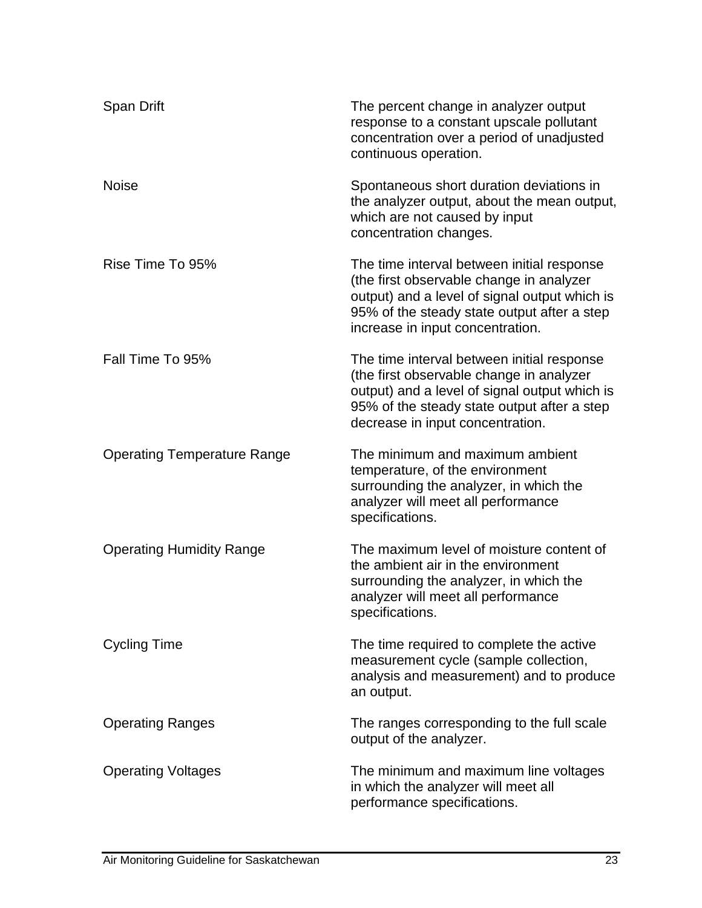| | |
|---|---|
| Span Drift | The percent change in analyzer output response to a constant upscale pollutant concentration over a period of unadjusted continuous operation. |
| Noise | Spontaneous short duration deviations in the analyzer output, about the mean output, which are not caused by input concentration changes. |
| Rise Time To 95% | The time interval between initial response (the first observable change in analyzer output) and a level of signal output which is 95% of the steady state output after a step increase in input concentration. |
| Fall Time To 95% | The time interval between initial response (the first observable change in analyzer output) and a level of signal output which is 95% of the steady state output after a step decrease in input concentration. |
| Operating Temperature Range | The minimum and maximum ambient temperature, of the environment surrounding the analyzer, in which the analyzer will meet all performance specifications. |
| Operating Humidity Range | The maximum level of moisture content of the ambient air in the environment surrounding the analyzer, in which the analyzer will meet all performance specifications. |
| Cycling Time | The time required to complete the active measurement cycle (sample collection, analysis and measurement) and to produce an output. |
| Operating Ranges | The ranges corresponding to the full scale output of the analyzer. |
| Operating Voltages | The minimum and maximum line voltages in which the analyzer will meet all performance specifications. |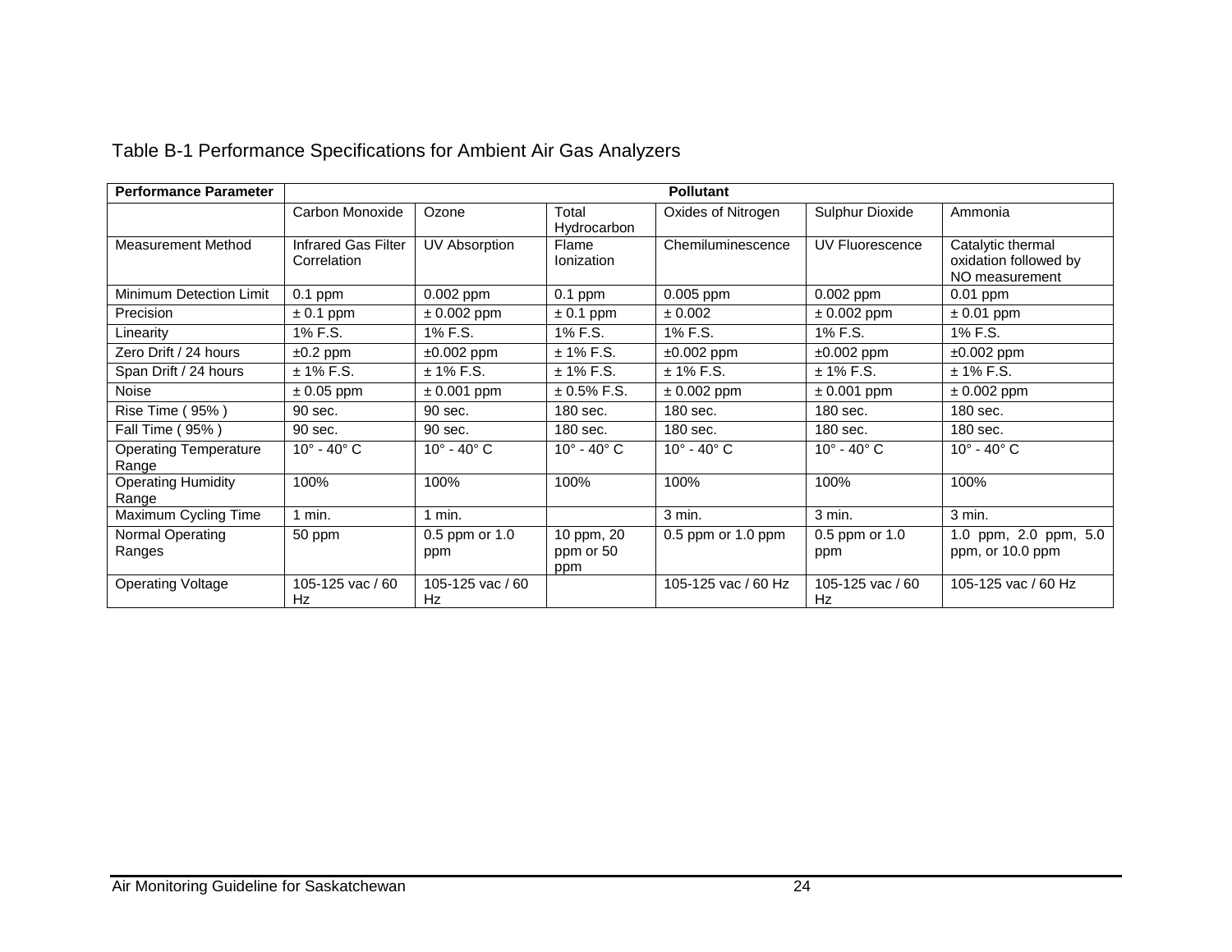Table B-1 Performance Specifications for Ambient Air Gas Analyzers

| **Performance Parameter** | **Pollutant** | | | | | |
|---|---|---|---|---|---|---|
| | Carbon Monoxide | Ozone | Total Hydrocarbon | Oxides of Nitrogen | Sulphur Dioxide | Ammonia |
| Measurement Method | Infrared Gas Filter Correlation | UV Absorption | Flame Ionization | Chemiluminescence | UV Fluorescence | Catalytic thermal oxidation followed by NO measurement |
| Minimum Detection Limit | 0.1 ppm | 0.002 ppm | 0.1 ppm | 0.005 ppm | 0.002 ppm | 0.01 ppm |
| Precision | ± 0.1 ppm | ± 0.002 ppm | ± 0.1 ppm | ± 0.002 | ± 0.002 ppm | ± 0.01 ppm |
| Linearity | 1% F.S. | 1% F.S. | 1% F.S. | 1% F.S. | 1% F.S. | 1% F.S. |
| Zero Drift / 24 hours | ±0.2 ppm | ±0.002 ppm | ± 1% F.S. | ±0.002 ppm | ±0.002 ppm | ±0.002 ppm |
| Span Drift / 24 hours | ± 1% F.S. | ± 1% F.S. | ± 1% F.S. | ± 1% F.S. | ± 1% F.S. | ± 1% F.S. |
| Noise | ± 0.05 ppm | ± 0.001 ppm | ± 0.5% F.S. | ± 0.002 ppm | ± 0.001 ppm | ± 0.002 ppm |
| Rise Time ( 95% ) | 90 sec. | 90 sec. | 180 sec. | 180 sec. | 180 sec. | 180 sec. |
| Fall Time ( 95% ) | 90 sec. | 90 sec. | 180 sec. | 180 sec. | 180 sec. | 180 sec. |
| Operating Temperature Range | 10° - 40° C | 10° - 40° C | 10° - 40° C | 10° - 40° C | 10° - 40° C | 10° - 40° C |
| Operating Humidity Range | 100% | 100% | 100% | 100% | 100% | 100% |
| Maximum Cycling Time | 1 min. | 1 min. | | 3 min. | 3 min. | 3 min. |
| Normal Operating Ranges | 50 ppm | 0.5 ppm or 1.0 ppm | 10 ppm, 20 ppm or 50 ppm | 0.5 ppm or 1.0 ppm | 0.5 ppm or 1.0 ppm | 1.0 ppm, 2.0 ppm, 5.0 ppm, or 10.0 ppm |
| Operating Voltage | 105-125 vac / 60 Hz | 105-125 vac / 60 Hz | | 105-125 vac / 60 Hz | 105-125 vac / 60 Hz | 105-125 vac / 60 Hz |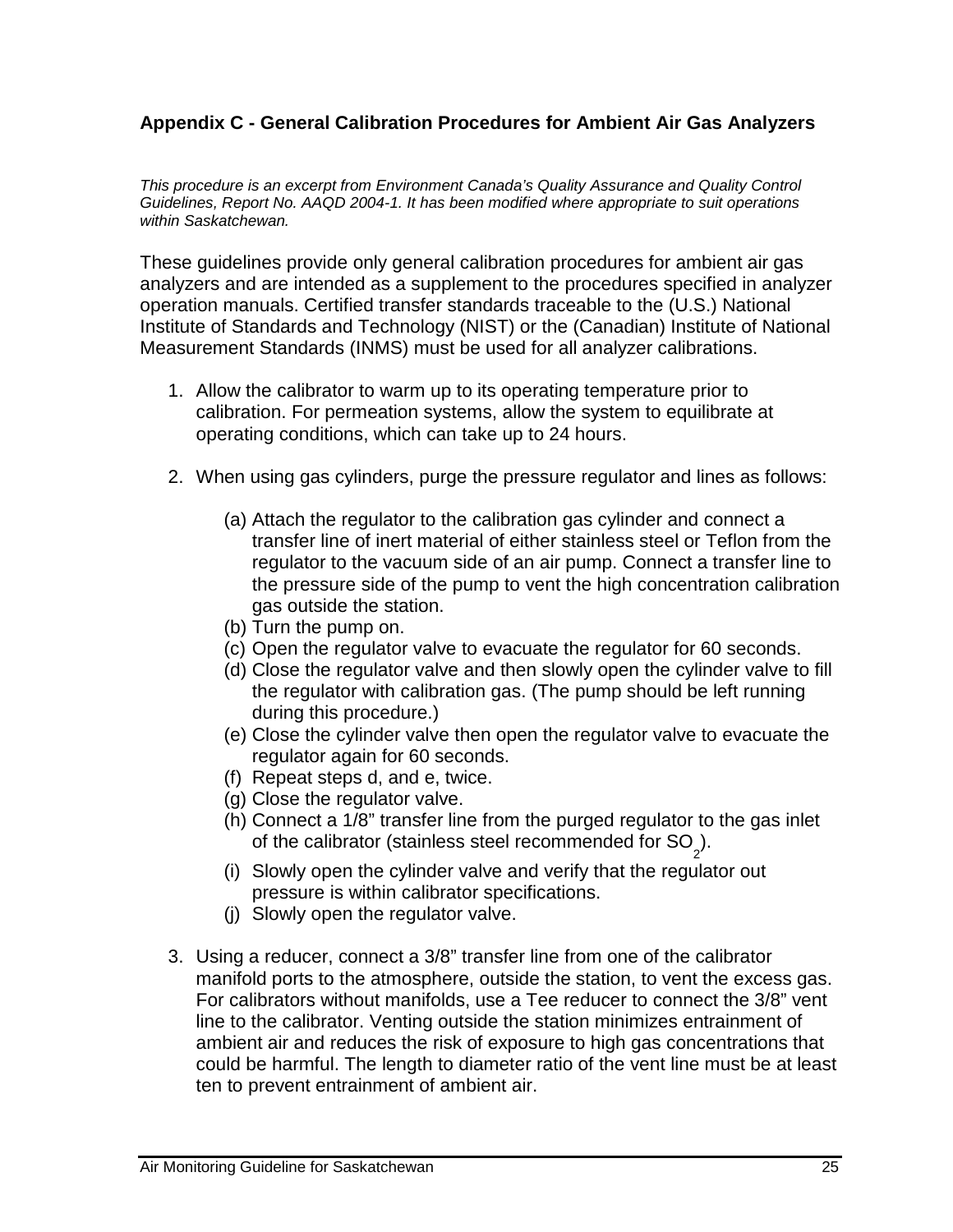## Appendix C - General Calibration Procedures for Ambient Air Gas Analyzers

*This procedure is an excerpt from Environment Canada's Quality Assurance and Quality Control Guidelines, Report No. AAQD 2004-1. It has been modified where appropriate to suit operations within Saskatchewan.*

These guidelines provide only general calibration procedures for ambient air gas analyzers and are intended as a supplement to the procedures specified in analyzer operation manuals. Certified transfer standards traceable to the (U.S.) National Institute of Standards and Technology (NIST) or the (Canadian) Institute of National Measurement Standards (INMS) must be used for all analyzer calibrations.

1. Allow the calibrator to warm up to its operating temperature prior to calibration. For permeation systems, allow the system to equilibrate at operating conditions, which can take up to 24 hours.

2. When using gas cylinders, purge the pressure regulator and lines as follows:

   (a) Attach the regulator to the calibration gas cylinder and connect a transfer line of inert material of either stainless steel or Teflon from the regulator to the vacuum side of an air pump. Connect a transfer line to the pressure side of the pump to vent the high concentration calibration gas outside the station.
   (b) Turn the pump on.
   (c) Open the regulator valve to evacuate the regulator for 60 seconds.
   (d) Close the regulator valve and then slowly open the cylinder valve to fill the regulator with calibration gas. (The pump should be left running during this procedure.)
   (e) Close the cylinder valve then open the regulator valve to evacuate the regulator again for 60 seconds.
   (f) Repeat steps d, and e, twice.
   (g) Close the regulator valve.
   (h) Connect a 1/8" transfer line from the purged regulator to the gas inlet of the calibrator (stainless steel recommended for $SO_2$).
   (i) Slowly open the cylinder valve and verify that the regulator out pressure is within calibrator specifications.
   (j) Slowly open the regulator valve.

3. Using a reducer, connect a 3/8" transfer line from one of the calibrator manifold ports to the atmosphere, outside the station, to vent the excess gas. For calibrators without manifolds, use a Tee reducer to connect the 3/8" vent line to the calibrator. Venting outside the station minimizes entrainment of ambient air and reduces the risk of exposure to high gas concentrations that could be harmful. The length to diameter ratio of the vent line must be at least ten to prevent entrainment of ambient air.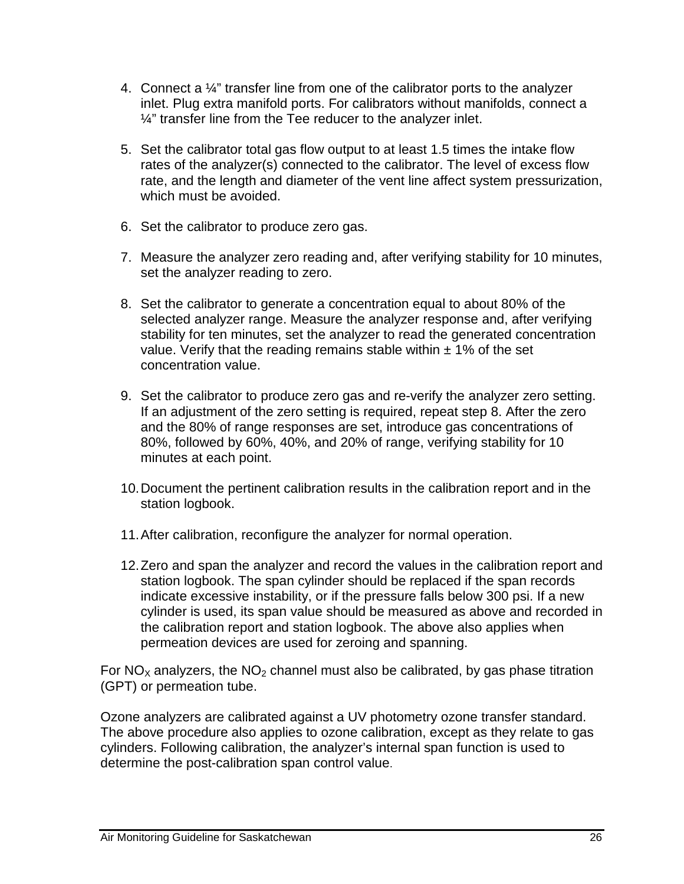4. Connect a ¼” transfer line from one of the calibrator ports to the analyzer inlet. Plug extra manifold ports. For calibrators without manifolds, connect a ¼” transfer line from the Tee reducer to the analyzer inlet.

5. Set the calibrator total gas flow output to at least 1.5 times the intake flow rates of the analyzer(s) connected to the calibrator. The level of excess flow rate, and the length and diameter of the vent line affect system pressurization, which must be avoided.

6. Set the calibrator to produce zero gas.

7. Measure the analyzer zero reading and, after verifying stability for 10 minutes, set the analyzer reading to zero.

8. Set the calibrator to generate a concentration equal to about 80% of the selected analyzer range. Measure the analyzer response and, after verifying stability for ten minutes, set the analyzer to read the generated concentration value. Verify that the reading remains stable within ± 1% of the set concentration value.

9. Set the calibrator to produce zero gas and re-verify the analyzer zero setting. If an adjustment of the zero setting is required, repeat step 8. After the zero and the 80% of range responses are set, introduce gas concentrations of 80%, followed by 60%, 40%, and 20% of range, verifying stability for 10 minutes at each point.

10. Document the pertinent calibration results in the calibration report and in the station logbook.

11. After calibration, reconfigure the analyzer for normal operation.

12. Zero and span the analyzer and record the values in the calibration report and station logbook. The span cylinder should be replaced if the span records indicate excessive instability, or if the pressure falls below 300 psi. If a new cylinder is used, its span value should be measured as above and recorded in the calibration report and station logbook. The above also applies when permeation devices are used for zeroing and spanning.

For $NO_X$ analyzers, the $NO_2$ channel must also be calibrated, by gas phase titration (GPT) or permeation tube.

Ozone analyzers are calibrated against a UV photometry ozone transfer standard. The above procedure also applies to ozone calibration, except as they relate to gas cylinders. Following calibration, the analyzer’s internal span function is used to determine the post-calibration span control value.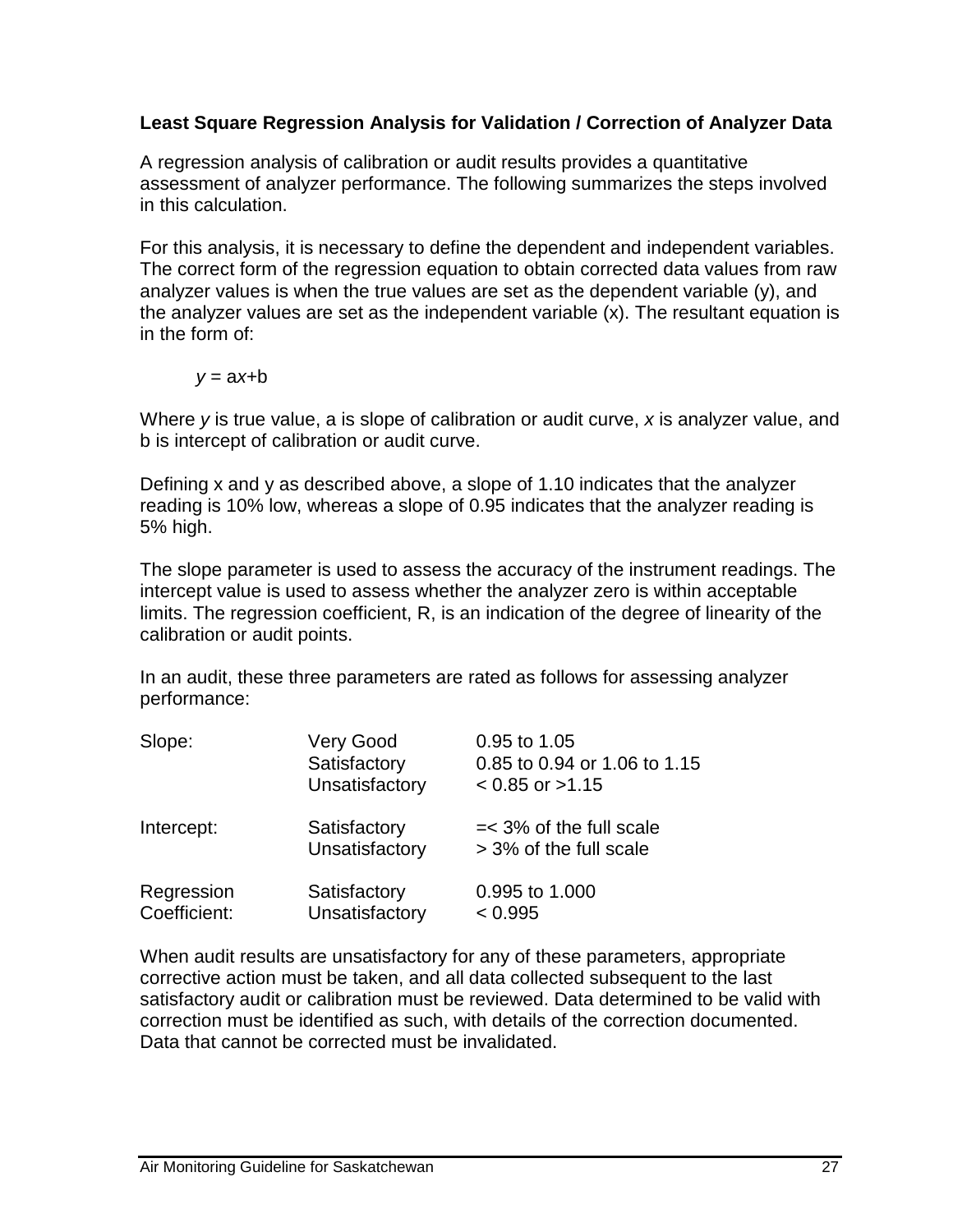**Least Square Regression Analysis for Validation / Correction of Analyzer Data**

A regression analysis of calibration or audit results provides a quantitative assessment of analyzer performance. The following summarizes the steps involved in this calculation.

For this analysis, it is necessary to define the dependent and independent variables. The correct form of the regression equation to obtain corrected data values from raw analyzer values is when the true values are set as the dependent variable (y), and the analyzer values are set as the independent variable (x). The resultant equation is in the form of:

$$y = ax + b$$

Where $y$ is true value, a is slope of calibration or audit curve, $x$ is analyzer value, and b is intercept of calibration or audit curve.

Defining x and y as described above, a slope of 1.10 indicates that the analyzer reading is 10% low, whereas a slope of 0.95 indicates that the analyzer reading is 5% high.

The slope parameter is used to assess the accuracy of the instrument readings. The intercept value is used to assess whether the analyzer zero is within acceptable limits. The regression coefficient, R, is an indication of the degree of linearity of the calibration or audit points.

In an audit, these three parameters are rated as follows for assessing analyzer performance:

| Parameter | Rating | Range |
|---|---|---|
| Slope: | Very Good | 0.95 to 1.05 |
| | Satisfactory | 0.85 to 0.94 or 1.06 to 1.15 |
| | Unsatisfactory | < 0.85 or >1.15 |
| Intercept: | Satisfactory | =< 3% of the full scale |
| | Unsatisfactory | > 3% of the full scale |
| Regression Coefficient: | Satisfactory | 0.995 to 1.000 |
| | Unsatisfactory | < 0.995 |

When audit results are unsatisfactory for any of these parameters, appropriate corrective action must be taken, and all data collected subsequent to the last satisfactory audit or calibration must be reviewed. Data determined to be valid with correction must be identified as such, with details of the correction documented. Data that cannot be corrected must be invalidated.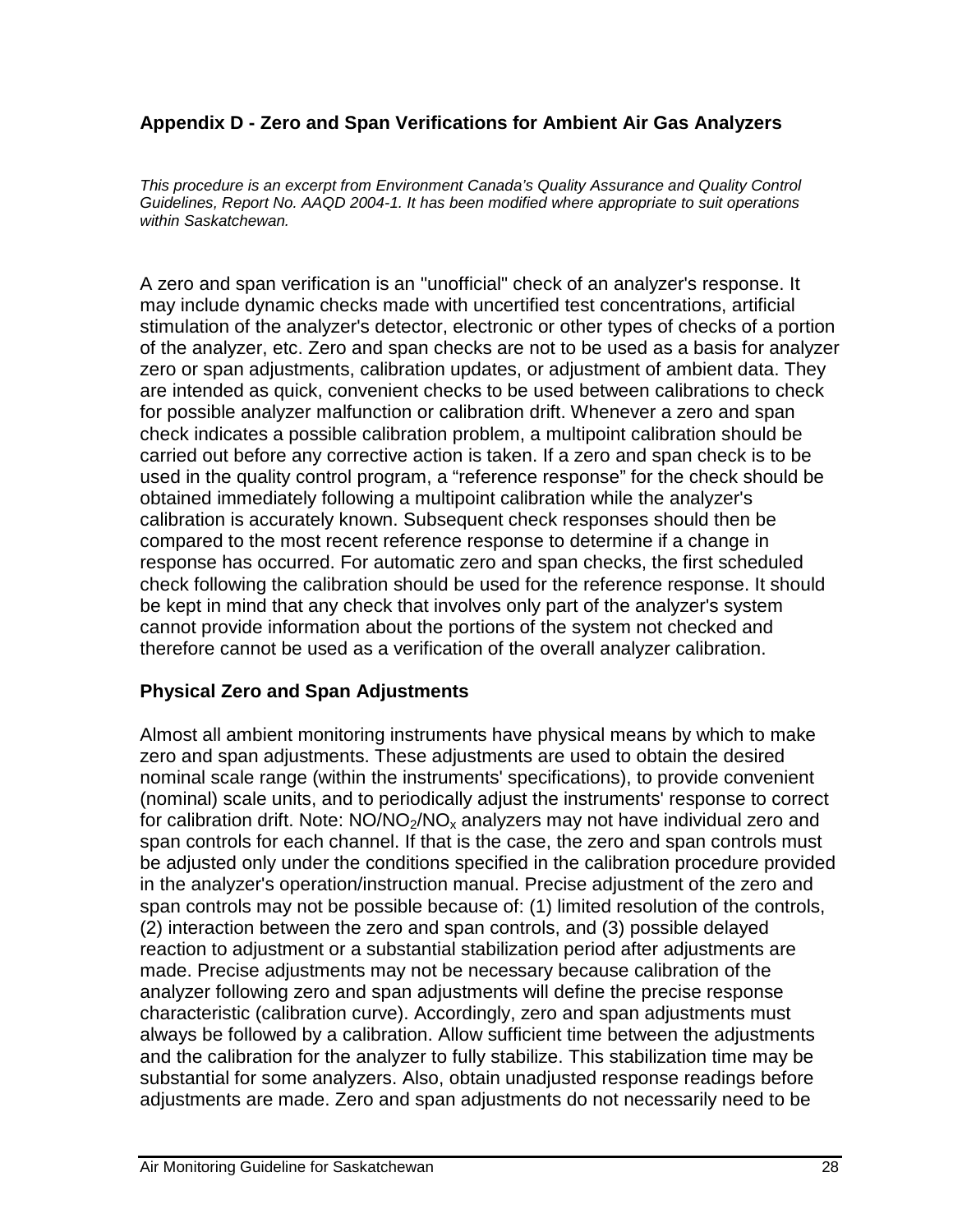## Appendix D - Zero and Span Verifications for Ambient Air Gas Analyzers

*This procedure is an excerpt from Environment Canada's Quality Assurance and Quality Control Guidelines, Report No. AAQD 2004-1. It has been modified where appropriate to suit operations within Saskatchewan.*

A zero and span verification is an "unofficial" check of an analyzer's response. It may include dynamic checks made with uncertified test concentrations, artificial stimulation of the analyzer's detector, electronic or other types of checks of a portion of the analyzer, etc. Zero and span checks are not to be used as a basis for analyzer zero or span adjustments, calibration updates, or adjustment of ambient data. They are intended as quick, convenient checks to be used between calibrations to check for possible analyzer malfunction or calibration drift. Whenever a zero and span check indicates a possible calibration problem, a multipoint calibration should be carried out before any corrective action is taken. If a zero and span check is to be used in the quality control program, a "reference response" for the check should be obtained immediately following a multipoint calibration while the analyzer's calibration is accurately known. Subsequent check responses should then be compared to the most recent reference response to determine if a change in response has occurred. For automatic zero and span checks, the first scheduled check following the calibration should be used for the reference response. It should be kept in mind that any check that involves only part of the analyzer's system cannot provide information about the portions of the system not checked and therefore cannot be used as a verification of the overall analyzer calibration.

### Physical Zero and Span Adjustments

Almost all ambient monitoring instruments have physical means by which to make zero and span adjustments. These adjustments are used to obtain the desired nominal scale range (within the instruments' specifications), to provide convenient (nominal) scale units, and to periodically adjust the instruments' response to correct for calibration drift. Note: $NO/NO_2/NO_x$ analyzers may not have individual zero and span controls for each channel. If that is the case, the zero and span controls must be adjusted only under the conditions specified in the calibration procedure provided in the analyzer's operation/instruction manual. Precise adjustment of the zero and span controls may not be possible because of: (1) limited resolution of the controls, (2) interaction between the zero and span controls, and (3) possible delayed reaction to adjustment or a substantial stabilization period after adjustments are made. Precise adjustments may not be necessary because calibration of the analyzer following zero and span adjustments will define the precise response characteristic (calibration curve). Accordingly, zero and span adjustments must always be followed by a calibration. Allow sufficient time between the adjustments and the calibration for the analyzer to fully stabilize. This stabilization time may be substantial for some analyzers. Also, obtain unadjusted response readings before adjustments are made. Zero and span adjustments do not necessarily need to be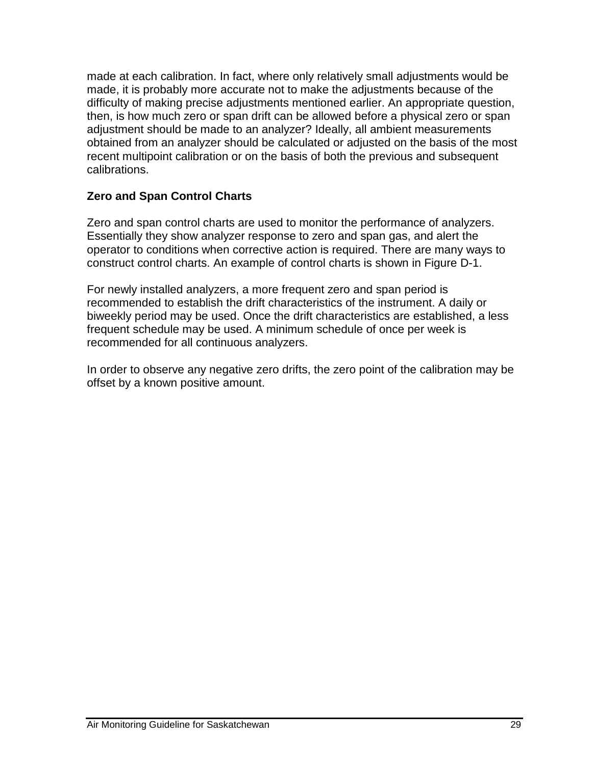made at each calibration. In fact, where only relatively small adjustments would be made, it is probably more accurate not to make the adjustments because of the difficulty of making precise adjustments mentioned earlier. An appropriate question, then, is how much zero or span drift can be allowed before a physical zero or span adjustment should be made to an analyzer? Ideally, all ambient measurements obtained from an analyzer should be calculated or adjusted on the basis of the most recent multipoint calibration or on the basis of both the previous and subsequent calibrations.

**Zero and Span Control Charts**

Zero and span control charts are used to monitor the performance of analyzers. Essentially they show analyzer response to zero and span gas, and alert the operator to conditions when corrective action is required. There are many ways to construct control charts. An example of control charts is shown in Figure D-1.

For newly installed analyzers, a more frequent zero and span period is recommended to establish the drift characteristics of the instrument. A daily or biweekly period may be used. Once the drift characteristics are established, a less frequent schedule may be used. A minimum schedule of once per week is recommended for all continuous analyzers.

In order to observe any negative zero drifts, the zero point of the calibration may be offset by a known positive amount.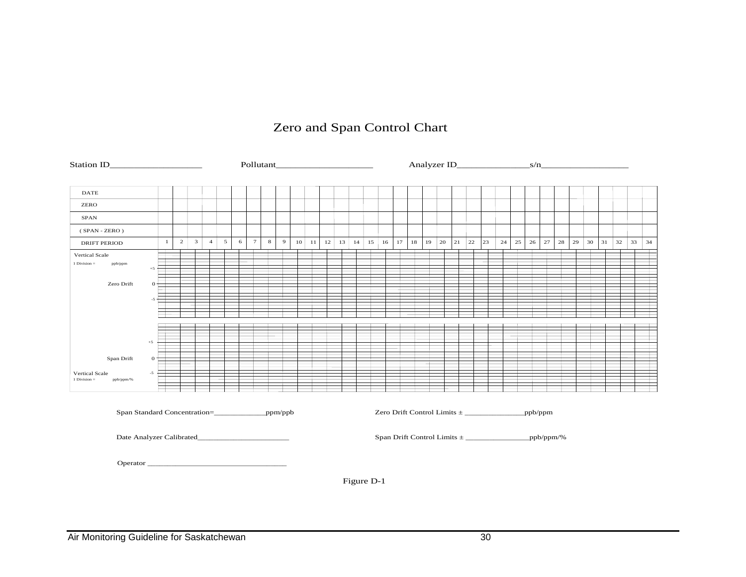# Zero and Span Control Chart

Station ID____________________ Pollutant_____________________ Analyzer ID________________s/n___________________

| DATE | | | | | | | | | | | | | | | | | | | | | | | | | | | | | | | | | | |
|---|---|---|---|---|---|---|---|---|---|---|---|---|---|---|---|---|---|---|---|---|---|---|---|---|---|---|---|---|---|---|---|---|---|---|
| ZERO | | | | | | | | | | | | | | | | | | | | | | | | | | | | | | | | | | |
| SPAN | | | | | | | | | | | | | | | | | | | | | | | | | | | | | | | | | | |
| ( SPAN - ZERO ) | | | | | | | | | | | | | | | | | | | | | | | | | | | | | | | | | | |
| DRIFT PERIOD | 1 | 2 | 3 | 4 | 5 | 6 | 7 | 8 | 9 | 10 | 11 | 12 | 13 | 14 | 15 | 16 | 17 | 18 | 19 | 20 | 21 | 22 | 23 | 24 | 25 | 26 | 27 | 28 | 29 | 30 | 31 | 32 | 33 | 34 |

Vertical Scale
1 Division = ppb/ppm

Zero Drift: +5, 0, -5

Span Drift: +5, 0, -5

Vertical Scale
1 Division = ppb/ppm/%

Span Standard Concentration=_____________ppm/ppb

Zero Drift Control Limits ± _______________ppb/ppm

Date Analyzer Calibrated_______________________

Span Drift Control Limits ± ________________ppb/ppm/%

Operator ___________________________________

Figure D-1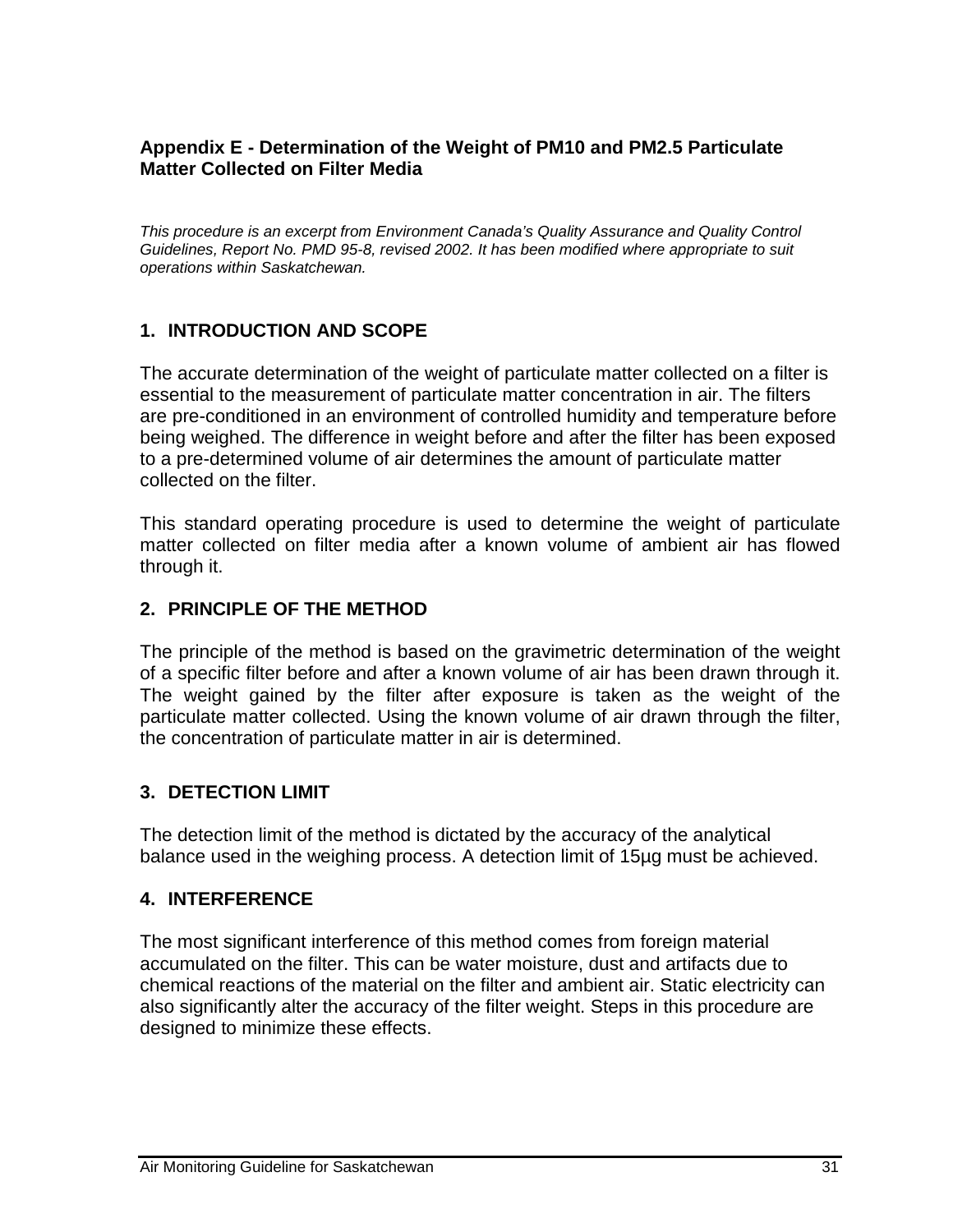## Appendix E - Determination of the Weight of PM10 and PM2.5 Particulate Matter Collected on Filter Media

*This procedure is an excerpt from Environment Canada's Quality Assurance and Quality Control Guidelines, Report No. PMD 95-8, revised 2002. It has been modified where appropriate to suit operations within Saskatchewan.*

### 1. INTRODUCTION AND SCOPE

The accurate determination of the weight of particulate matter collected on a filter is essential to the measurement of particulate matter concentration in air. The filters are pre-conditioned in an environment of controlled humidity and temperature before being weighed. The difference in weight before and after the filter has been exposed to a pre-determined volume of air determines the amount of particulate matter collected on the filter.

This standard operating procedure is used to determine the weight of particulate matter collected on filter media after a known volume of ambient air has flowed through it.

### 2. PRINCIPLE OF THE METHOD

The principle of the method is based on the gravimetric determination of the weight of a specific filter before and after a known volume of air has been drawn through it. The weight gained by the filter after exposure is taken as the weight of the particulate matter collected. Using the known volume of air drawn through the filter, the concentration of particulate matter in air is determined.

### 3. DETECTION LIMIT

The detection limit of the method is dictated by the accuracy of the analytical balance used in the weighing process. A detection limit of 15µg must be achieved.

### 4. INTERFERENCE

The most significant interference of this method comes from foreign material accumulated on the filter. This can be water moisture, dust and artifacts due to chemical reactions of the material on the filter and ambient air. Static electricity can also significantly alter the accuracy of the filter weight. Steps in this procedure are designed to minimize these effects.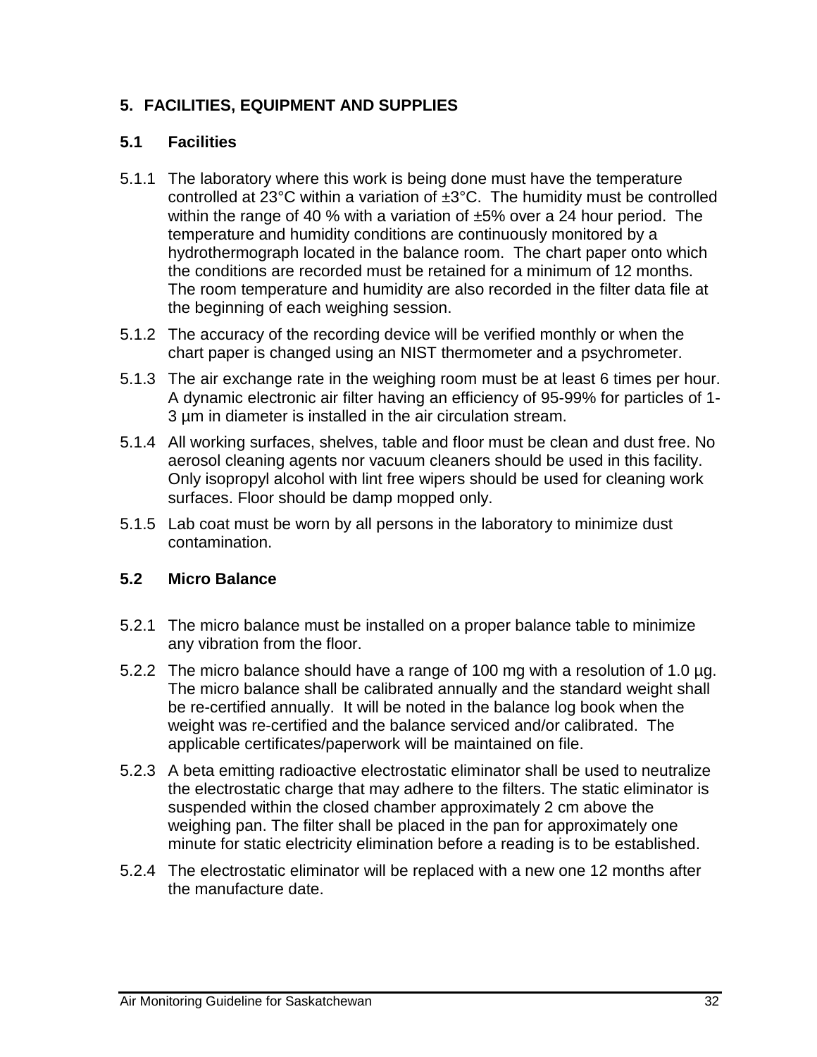## 5. FACILITIES, EQUIPMENT AND SUPPLIES

### 5.1 Facilities

5.1.1 The laboratory where this work is being done must have the temperature controlled at 23°C within a variation of ±3°C. The humidity must be controlled within the range of 40 % with a variation of ±5% over a 24 hour period. The temperature and humidity conditions are continuously monitored by a hydrothermograph located in the balance room. The chart paper onto which the conditions are recorded must be retained for a minimum of 12 months. The room temperature and humidity are also recorded in the filter data file at the beginning of each weighing session.

5.1.2 The accuracy of the recording device will be verified monthly or when the chart paper is changed using an NIST thermometer and a psychrometer.

5.1.3 The air exchange rate in the weighing room must be at least 6 times per hour. A dynamic electronic air filter having an efficiency of 95-99% for particles of 1-3 µm in diameter is installed in the air circulation stream.

5.1.4 All working surfaces, shelves, table and floor must be clean and dust free. No aerosol cleaning agents nor vacuum cleaners should be used in this facility. Only isopropyl alcohol with lint free wipers should be used for cleaning work surfaces. Floor should be damp mopped only.

5.1.5 Lab coat must be worn by all persons in the laboratory to minimize dust contamination.

### 5.2 Micro Balance

5.2.1 The micro balance must be installed on a proper balance table to minimize any vibration from the floor.

5.2.2 The micro balance should have a range of 100 mg with a resolution of 1.0 µg. The micro balance shall be calibrated annually and the standard weight shall be re-certified annually. It will be noted in the balance log book when the weight was re-certified and the balance serviced and/or calibrated. The applicable certificates/paperwork will be maintained on file.

5.2.3 A beta emitting radioactive electrostatic eliminator shall be used to neutralize the electrostatic charge that may adhere to the filters. The static eliminator is suspended within the closed chamber approximately 2 cm above the weighing pan. The filter shall be placed in the pan for approximately one minute for static electricity elimination before a reading is to be established.

5.2.4 The electrostatic eliminator will be replaced with a new one 12 months after the manufacture date.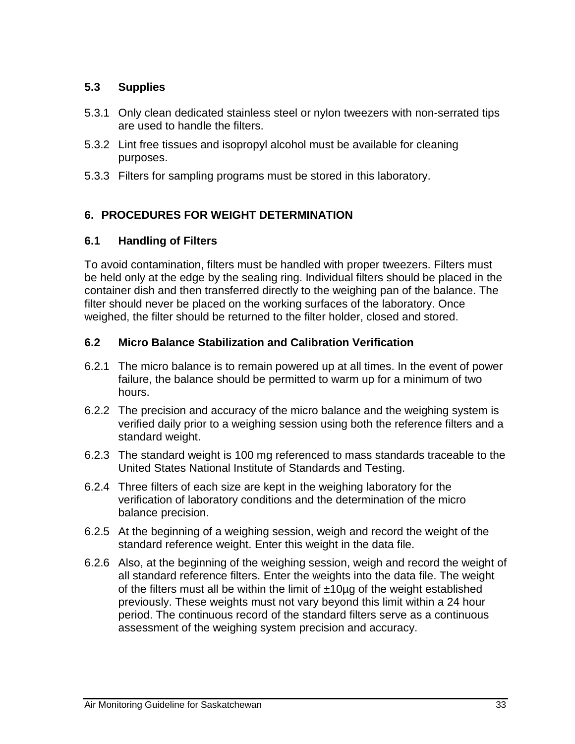### 5.3 Supplies

5.3.1 Only clean dedicated stainless steel or nylon tweezers with non-serrated tips are used to handle the filters.

5.3.2 Lint free tissues and isopropyl alcohol must be available for cleaning purposes.

5.3.3 Filters for sampling programs must be stored in this laboratory.

## 6. PROCEDURES FOR WEIGHT DETERMINATION

### 6.1 Handling of Filters

To avoid contamination, filters must be handled with proper tweezers. Filters must be held only at the edge by the sealing ring. Individual filters should be placed in the container dish and then transferred directly to the weighing pan of the balance. The filter should never be placed on the working surfaces of the laboratory. Once weighed, the filter should be returned to the filter holder, closed and stored.

### 6.2 Micro Balance Stabilization and Calibration Verification

6.2.1 The micro balance is to remain powered up at all times. In the event of power failure, the balance should be permitted to warm up for a minimum of two hours.

6.2.2 The precision and accuracy of the micro balance and the weighing system is verified daily prior to a weighing session using both the reference filters and a standard weight.

6.2.3 The standard weight is 100 mg referenced to mass standards traceable to the United States National Institute of Standards and Testing.

6.2.4 Three filters of each size are kept in the weighing laboratory for the verification of laboratory conditions and the determination of the micro balance precision.

6.2.5 At the beginning of a weighing session, weigh and record the weight of the standard reference weight. Enter this weight in the data file.

6.2.6 Also, at the beginning of the weighing session, weigh and record the weight of all standard reference filters. Enter the weights into the data file. The weight of the filters must all be within the limit of ±10µg of the weight established previously. These weights must not vary beyond this limit within a 24 hour period. The continuous record of the standard filters serve as a continuous assessment of the weighing system precision and accuracy.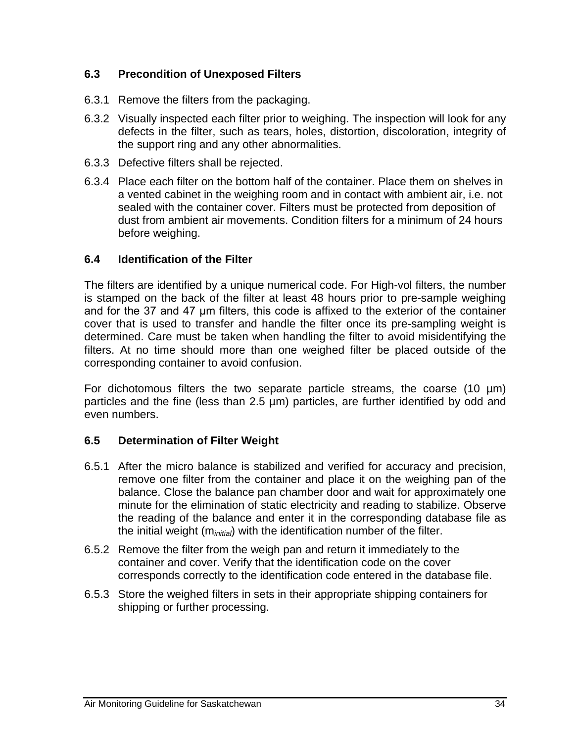### 6.3 Precondition of Unexposed Filters

6.3.1 Remove the filters from the packaging.

6.3.2 Visually inspected each filter prior to weighing. The inspection will look for any defects in the filter, such as tears, holes, distortion, discoloration, integrity of the support ring and any other abnormalities.

6.3.3 Defective filters shall be rejected.

6.3.4 Place each filter on the bottom half of the container. Place them on shelves in a vented cabinet in the weighing room and in contact with ambient air, i.e. not sealed with the container cover. Filters must be protected from deposition of dust from ambient air movements. Condition filters for a minimum of 24 hours before weighing.

### 6.4 Identification of the Filter

The filters are identified by a unique numerical code. For High-vol filters, the number is stamped on the back of the filter at least 48 hours prior to pre-sample weighing and for the 37 and 47 µm filters, this code is affixed to the exterior of the container cover that is used to transfer and handle the filter once its pre-sampling weight is determined. Care must be taken when handling the filter to avoid misidentifying the filters. At no time should more than one weighed filter be placed outside of the corresponding container to avoid confusion.

For dichotomous filters the two separate particle streams, the coarse (10 µm) particles and the fine (less than 2.5 µm) particles, are further identified by odd and even numbers.

### 6.5 Determination of Filter Weight

6.5.1 After the micro balance is stabilized and verified for accuracy and precision, remove one filter from the container and place it on the weighing pan of the balance. Close the balance pan chamber door and wait for approximately one minute for the elimination of static electricity and reading to stabilize. Observe the reading of the balance and enter it in the corresponding database file as the initial weight ($m_{initial}$) with the identification number of the filter.

6.5.2 Remove the filter from the weigh pan and return it immediately to the container and cover. Verify that the identification code on the cover corresponds correctly to the identification code entered in the database file.

6.5.3 Store the weighed filters in sets in their appropriate shipping containers for shipping or further processing.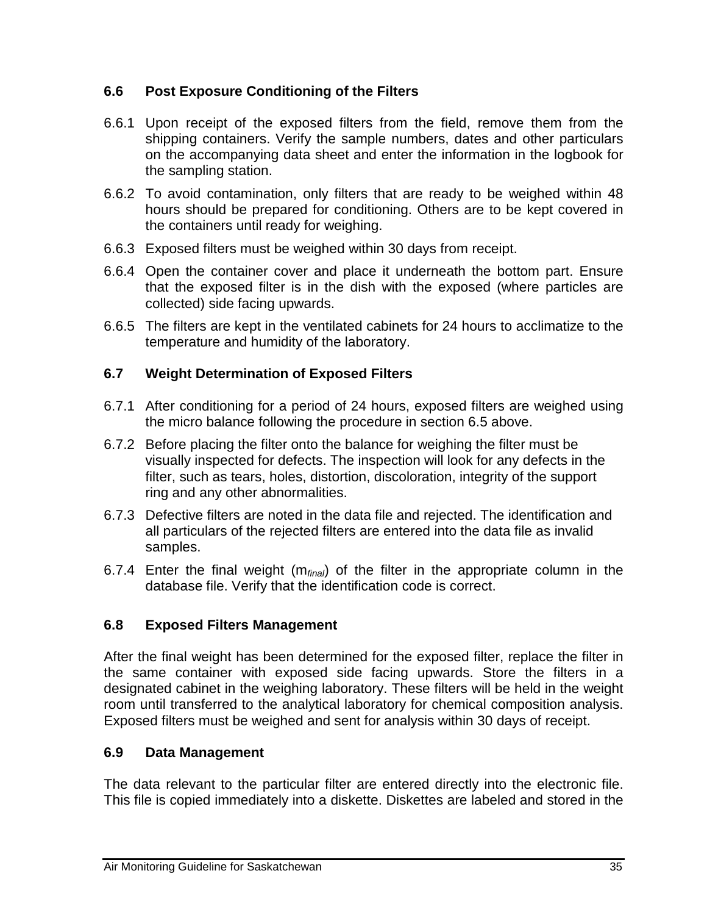### 6.6 Post Exposure Conditioning of the Filters

6.6.1 Upon receipt of the exposed filters from the field, remove them from the shipping containers. Verify the sample numbers, dates and other particulars on the accompanying data sheet and enter the information in the logbook for the sampling station.

6.6.2 To avoid contamination, only filters that are ready to be weighed within 48 hours should be prepared for conditioning. Others are to be kept covered in the containers until ready for weighing.

6.6.3 Exposed filters must be weighed within 30 days from receipt.

6.6.4 Open the container cover and place it underneath the bottom part. Ensure that the exposed filter is in the dish with the exposed (where particles are collected) side facing upwards.

6.6.5 The filters are kept in the ventilated cabinets for 24 hours to acclimatize to the temperature and humidity of the laboratory.

### 6.7 Weight Determination of Exposed Filters

6.7.1 After conditioning for a period of 24 hours, exposed filters are weighed using the micro balance following the procedure in section 6.5 above.

6.7.2 Before placing the filter onto the balance for weighing the filter must be visually inspected for defects. The inspection will look for any defects in the filter, such as tears, holes, distortion, discoloration, integrity of the support ring and any other abnormalities.

6.7.3 Defective filters are noted in the data file and rejected. The identification and all particulars of the rejected filters are entered into the data file as invalid samples.

6.7.4 Enter the final weight ($m_{final}$) of the filter in the appropriate column in the database file. Verify that the identification code is correct.

### 6.8 Exposed Filters Management

After the final weight has been determined for the exposed filter, replace the filter in the same container with exposed side facing upwards. Store the filters in a designated cabinet in the weighing laboratory. These filters will be held in the weight room until transferred to the analytical laboratory for chemical composition analysis. Exposed filters must be weighed and sent for analysis within 30 days of receipt.

### 6.9 Data Management

The data relevant to the particular filter are entered directly into the electronic file. This file is copied immediately into a diskette. Diskettes are labeled and stored in the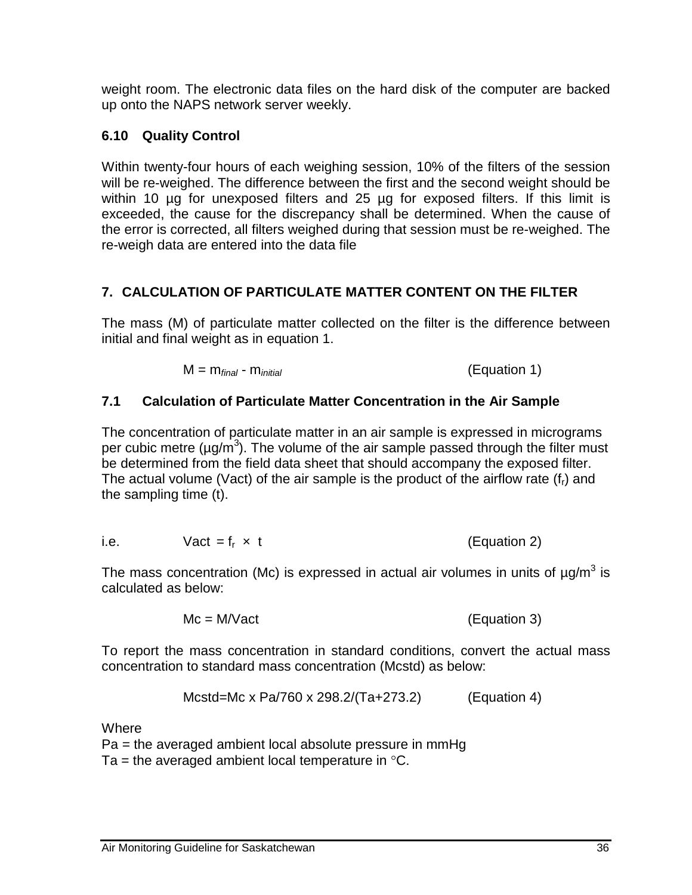weight room. The electronic data files on the hard disk of the computer are backed up onto the NAPS network server weekly.

### 6.10 Quality Control

Within twenty-four hours of each weighing session, 10% of the filters of the session will be re-weighed. The difference between the first and the second weight should be within 10 µg for unexposed filters and 25 µg for exposed filters. If this limit is exceeded, the cause for the discrepancy shall be determined. When the cause of the error is corrected, all filters weighed during that session must be re-weighed. The re-weigh data are entered into the data file

## 7. CALCULATION OF PARTICULATE MATTER CONTENT ON THE FILTER

The mass (M) of particulate matter collected on the filter is the difference between initial and final weight as in equation 1.

$$M = m_{final} - m_{initial} \qquad \text{(Equation 1)}$$

### 7.1 Calculation of Particulate Matter Concentration in the Air Sample

The concentration of particulate matter in an air sample is expressed in micrograms per cubic metre (µg/m$^3$). The volume of the air sample passed through the filter must be determined from the field data sheet that should accompany the exposed filter. The actual volume (Vact) of the air sample is the product of the airflow rate ($f_r$) and the sampling time (t).

i.e.

$$Vact = f_r \times t \qquad \text{(Equation 2)}$$

The mass concentration (Mc) is expressed in actual air volumes in units of µg/m$^3$ is calculated as below:

$$Mc = M/Vact \qquad \text{(Equation 3)}$$

To report the mass concentration in standard conditions, convert the actual mass concentration to standard mass concentration (Mcstd) as below:

$$Mcstd = Mc \times Pa/760 \times 298.2/(Ta+273.2) \qquad \text{(Equation 4)}$$

Where

Pa = the averaged ambient local absolute pressure in mmHg

Ta = the averaged ambient local temperature in °C.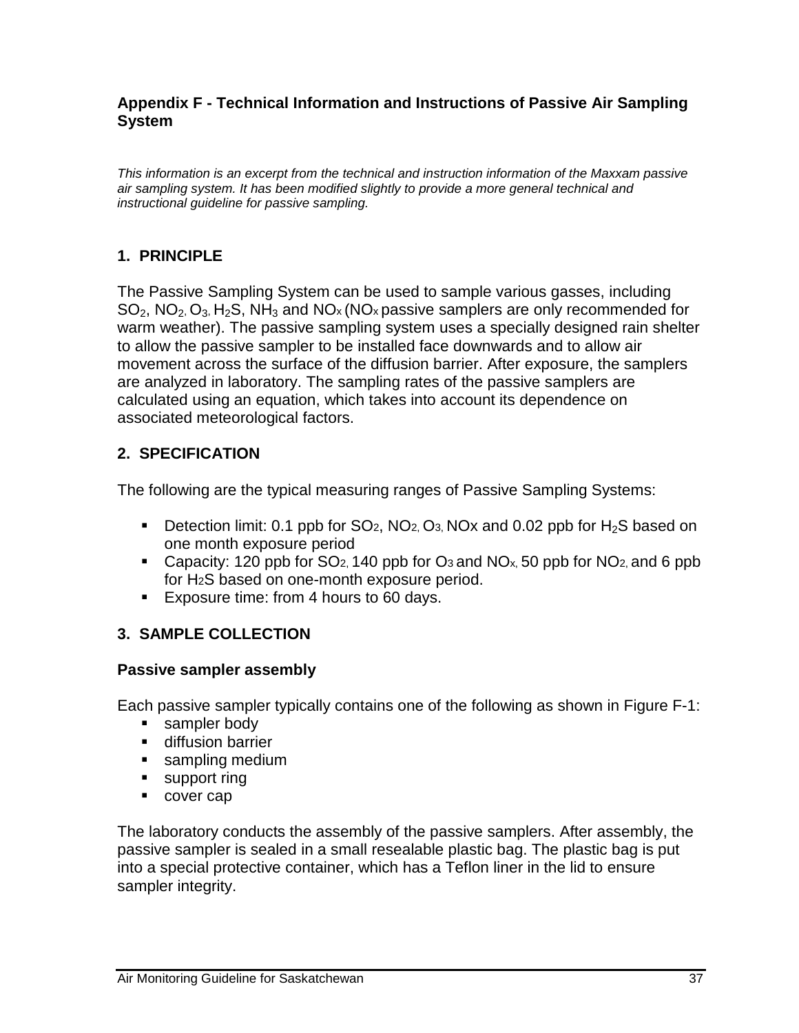## Appendix F - Technical Information and Instructions of Passive Air Sampling System

*This information is an excerpt from the technical and instruction information of the Maxxam passive air sampling system. It has been modified slightly to provide a more general technical and instructional guideline for passive sampling.*

### 1. PRINCIPLE

The Passive Sampling System can be used to sample various gasses, including $SO_2$, $NO_2$, $O_3$, $H_2S$, $NH_3$ and $NO_x$ ($NO_x$ passive samplers are only recommended for warm weather). The passive sampling system uses a specially designed rain shelter to allow the passive sampler to be installed face downwards and to allow air movement across the surface of the diffusion barrier. After exposure, the samplers are analyzed in laboratory. The sampling rates of the passive samplers are calculated using an equation, which takes into account its dependence on associated meteorological factors.

### 2. SPECIFICATION

The following are the typical measuring ranges of Passive Sampling Systems:

- Detection limit: 0.1 ppb for $SO_2$, $NO_2$, $O_3$, NOx and 0.02 ppb for $H_2S$ based on one month exposure period
- Capacity: 120 ppb for $SO_2$, 140 ppb for $O_3$ and $NO_x$, 50 ppb for $NO_2$, and 6 ppb for $H_2S$ based on one-month exposure period.
- Exposure time: from 4 hours to 60 days.

### 3. SAMPLE COLLECTION

#### Passive sampler assembly

Each passive sampler typically contains one of the following as shown in Figure F-1:

- sampler body
- diffusion barrier
- sampling medium
- support ring
- cover cap

The laboratory conducts the assembly of the passive samplers. After assembly, the passive sampler is sealed in a small resealable plastic bag. The plastic bag is put into a special protective container, which has a Teflon liner in the lid to ensure sampler integrity.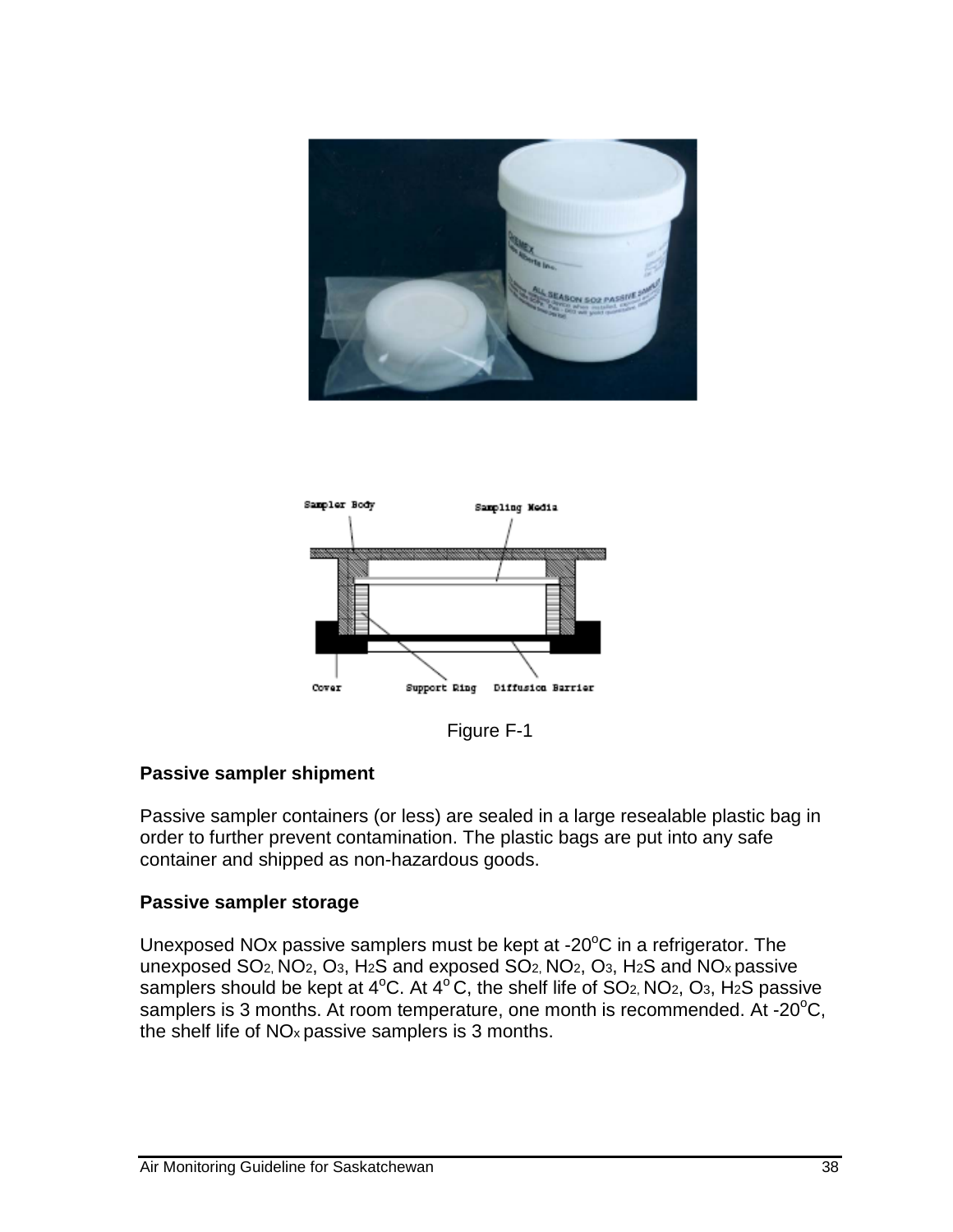Figure F-1

**Passive sampler shipment**

Passive sampler containers (or less) are sealed in a large resealable plastic bag in order to further prevent contamination. The plastic bags are put into any safe container and shipped as non-hazardous goods.

**Passive sampler storage**

Unexposed NOx passive samplers must be kept at -20$^{o}$C in a refrigerator. The unexposed $SO_2$, $NO_2$, $O_3$, $H_2S$ and exposed $SO_2$, $NO_2$, $O_3$, $H_2S$ and $NO_x$ passive samplers should be kept at 4$^{o}$C. At 4$^{o}$ C, the shelf life of $SO_2$, $NO_2$, $O_3$, $H_2S$ passive samplers is 3 months. At room temperature, one month is recommended. At -20$^{o}$C, the shelf life of $NO_x$ passive samplers is 3 months.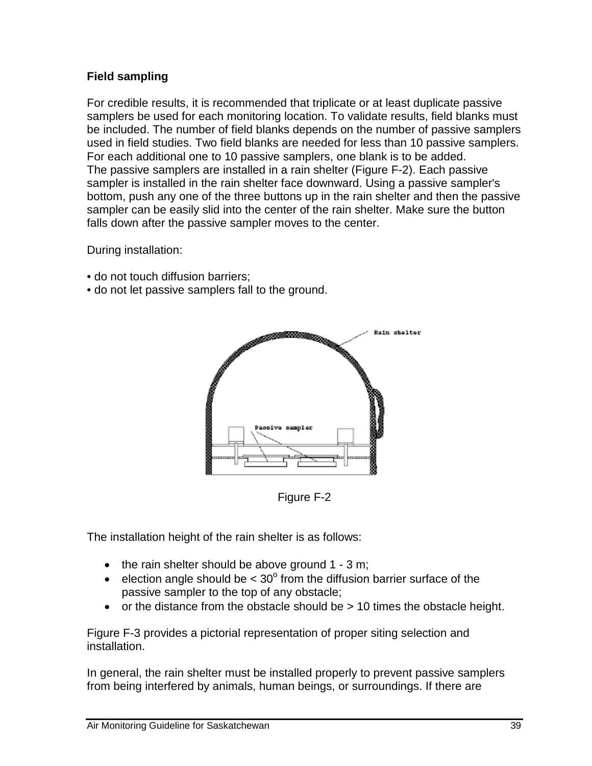**Field sampling**

For credible results, it is recommended that triplicate or at least duplicate passive samplers be used for each monitoring location. To validate results, field blanks must be included. The number of field blanks depends on the number of passive samplers used in field studies. Two field blanks are needed for less than 10 passive samplers. For each additional one to 10 passive samplers, one blank is to be added.
The passive samplers are installed in a rain shelter (Figure F-2). Each passive sampler is installed in the rain shelter face downward. Using a passive sampler's bottom, push any one of the three buttons up in the rain shelter and then the passive sampler can be easily slid into the center of the rain shelter. Make sure the button falls down after the passive sampler moves to the center.

During installation:

• do not touch diffusion barriers;
• do not let passive samplers fall to the ground.

Figure F-2

The installation height of the rain shelter is as follows:

- the rain shelter should be above ground 1 - 3 m;
- election angle should be < 30$^{o}$ from the diffusion barrier surface of the passive sampler to the top of any obstacle;
- or the distance from the obstacle should be > 10 times the obstacle height.

Figure F-3 provides a pictorial representation of proper siting selection and installation.

In general, the rain shelter must be installed properly to prevent passive samplers from being interfered by animals, human beings, or surroundings. If there are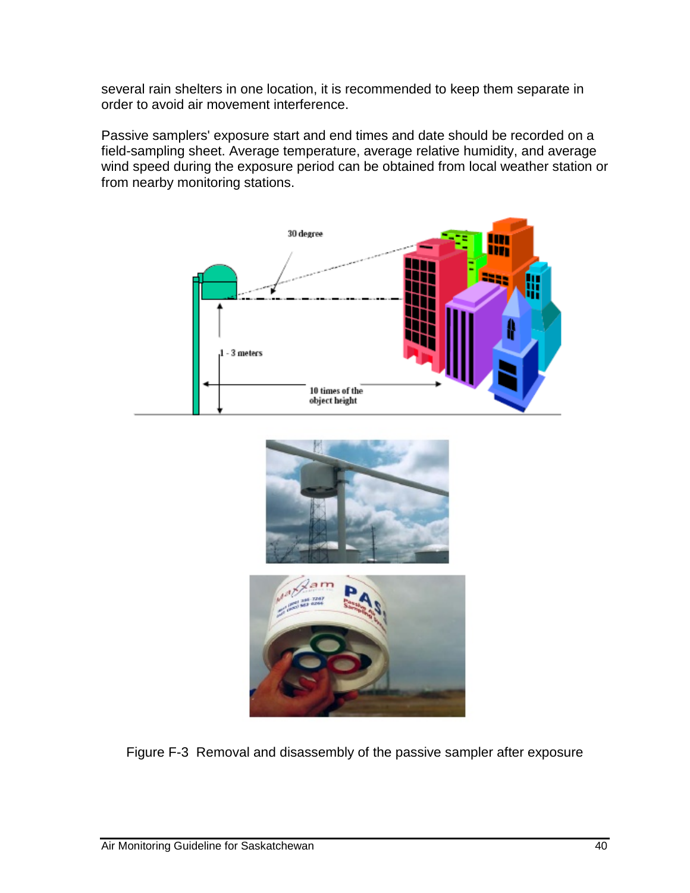several rain shelters in one location, it is recommended to keep them separate in order to avoid air movement interference.

Passive samplers' exposure start and end times and date should be recorded on a field-sampling sheet. Average temperature, average relative humidity, and average wind speed during the exposure period can be obtained from local weather station or from nearby monitoring stations.

Figure F-3  Removal and disassembly of the passive sampler after exposure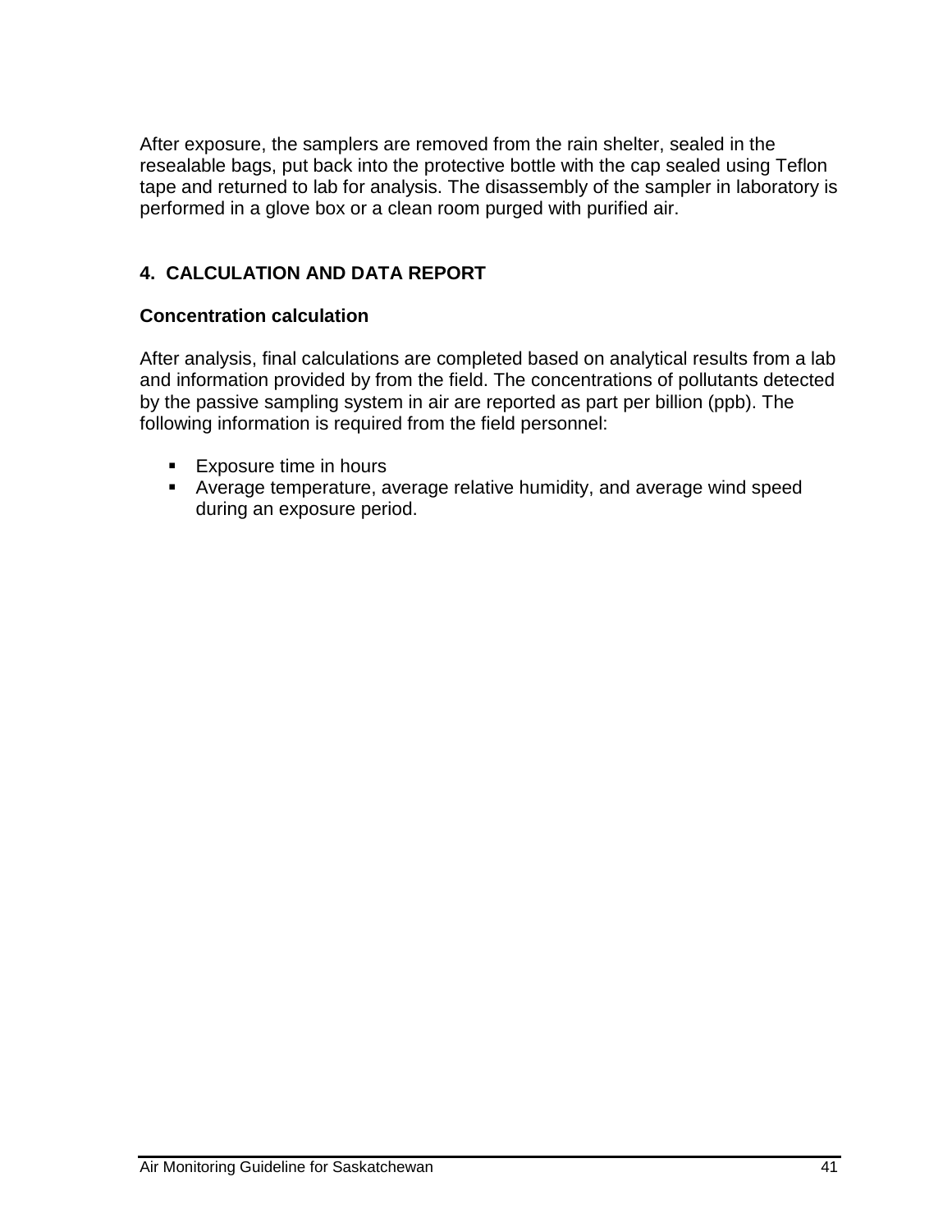After exposure, the samplers are removed from the rain shelter, sealed in the resealable bags, put back into the protective bottle with the cap sealed using Teflon tape and returned to lab for analysis. The disassembly of the sampler in laboratory is performed in a glove box or a clean room purged with purified air.

## 4. CALCULATION AND DATA REPORT

### Concentration calculation

After analysis, final calculations are completed based on analytical results from a lab and information provided by from the field. The concentrations of pollutants detected by the passive sampling system in air are reported as part per billion (ppb). The following information is required from the field personnel:

- Exposure time in hours
- Average temperature, average relative humidity, and average wind speed during an exposure period.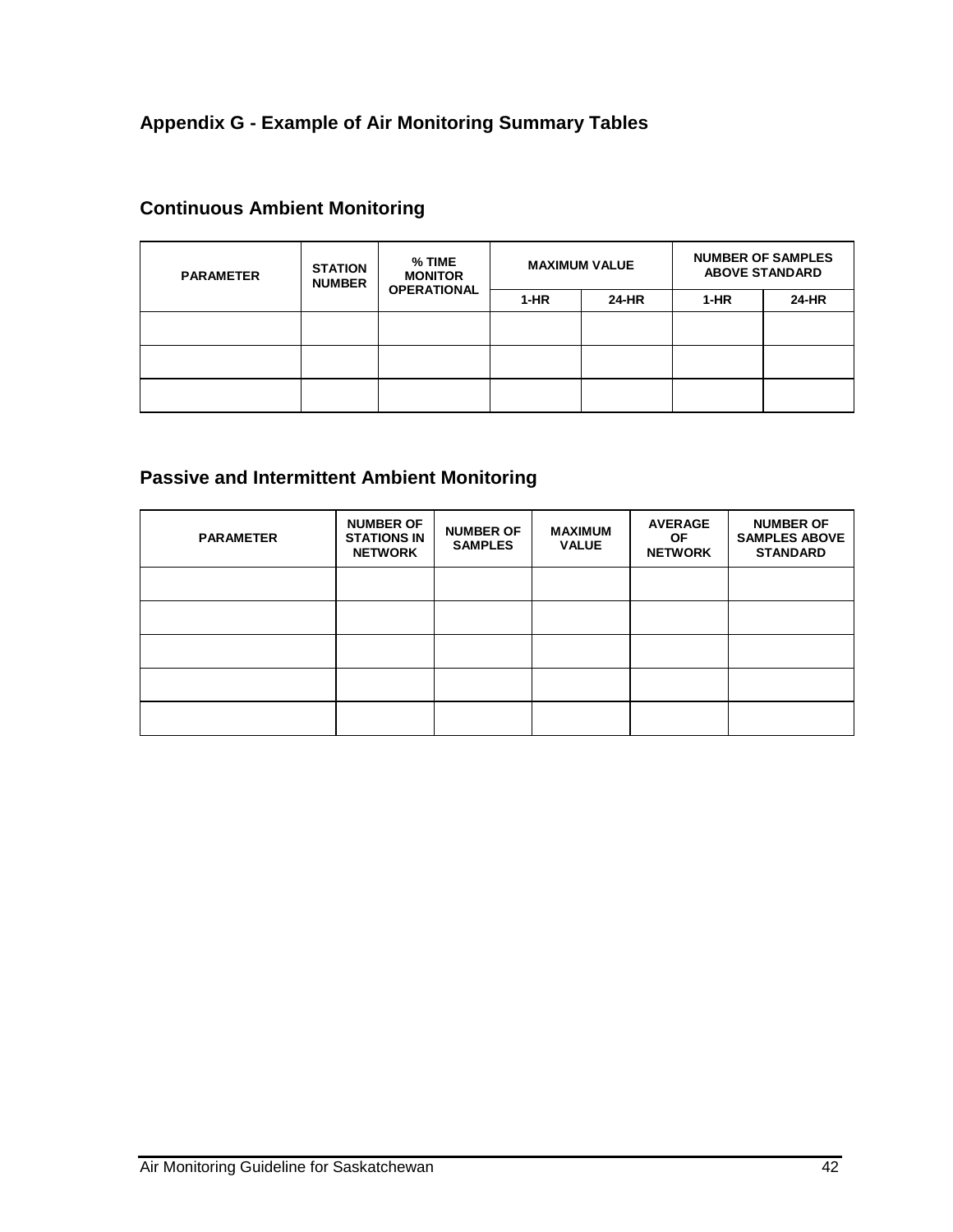## Appendix G - Example of Air Monitoring Summary Tables

### Continuous Ambient Monitoring

| PARAMETER | STATION NUMBER | % TIME MONITOR OPERATIONAL | MAXIMUM VALUE | | NUMBER OF SAMPLES ABOVE STANDARD | |
|---|---|---|---|---|---|---|
| | | | 1-HR | 24-HR | 1-HR | 24-HR |
| | | | | | | |
| | | | | | | |
| | | | | | | |

### Passive and Intermittent Ambient Monitoring

| PARAMETER | NUMBER OF STATIONS IN NETWORK | NUMBER OF SAMPLES | MAXIMUM VALUE | AVERAGE OF NETWORK | NUMBER OF SAMPLES ABOVE STANDARD |
|---|---|---|---|---|---|
| | | | | | |
| | | | | | |
| | | | | | |
| | | | | | |
| | | | | | |